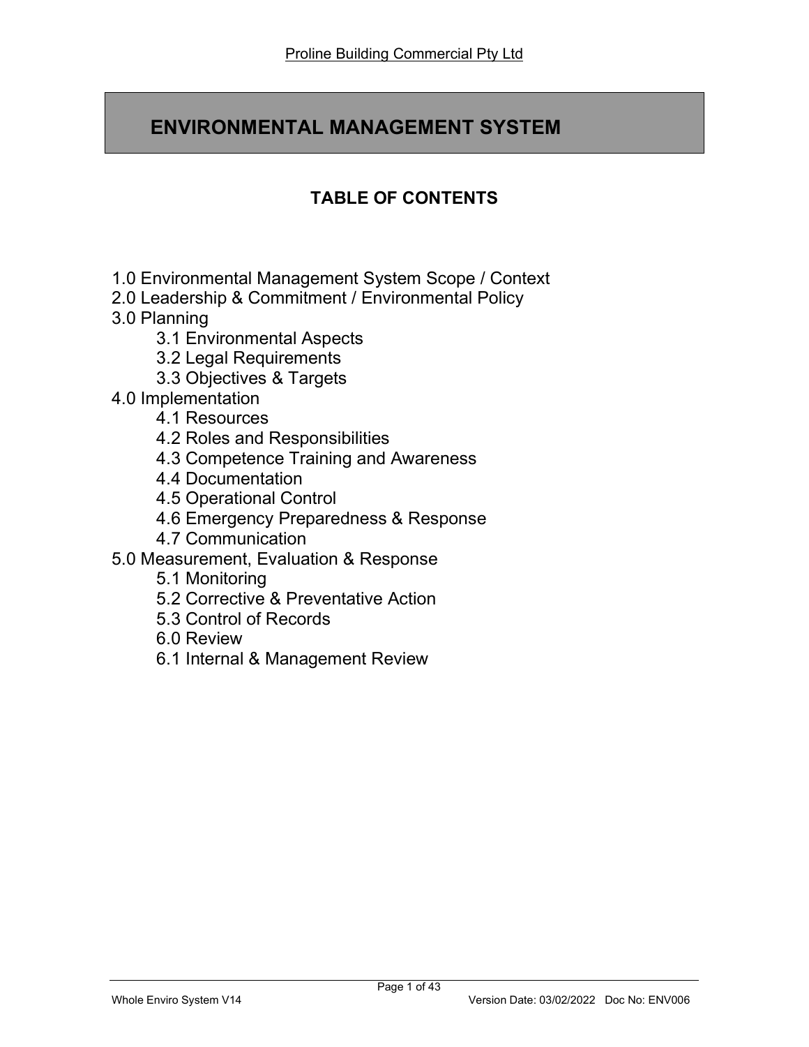Proline Building Commercial Pty Ltd

# ENVIRONMENTAL MANAGEMENT SYSTEM

## TABLE OF CONTENTS

1.0 Environmental Management System Scope / Context
2.0 Leadership & Commitment / Environmental Policy
3.0 Planning
- 3.1 Environmental Aspects
- 3.2 Legal Requirements
- 3.3 Objectives & Targets

4.0 Implementation
- 4.1 Resources
- 4.2 Roles and Responsibilities
- 4.3 Competence Training and Awareness
- 4.4 Documentation
- 4.5 Operational Control
- 4.6 Emergency Preparedness & Response
- 4.7 Communication

5.0 Measurement, Evaluation & Response
- 5.1 Monitoring
- 5.2 Corrective & Preventative Action
- 5.3 Control of Records
- 6.0 Review
- 6.1 Internal & Management Review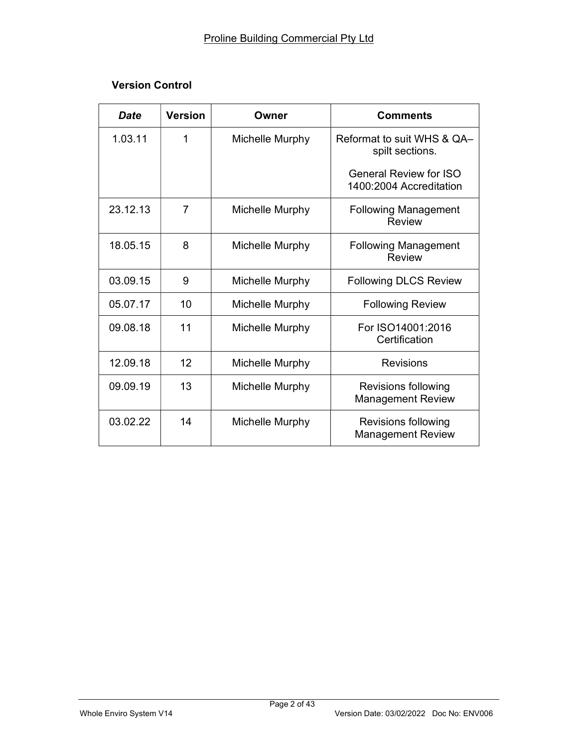## Version Control

| *Date* | Version | Owner | Comments |
|---|---|---|---|
| 1.03.11 | 1 | Michelle Murphy | Reformat to suit WHS & QA– spilt sections.<br><br>General Review for ISO 1400:2004 Accreditation |
| 23.12.13 | 7 | Michelle Murphy | Following Management Review |
| 18.05.15 | 8 | Michelle Murphy | Following Management Review |
| 03.09.15 | 9 | Michelle Murphy | Following DLCS Review |
| 05.07.17 | 10 | Michelle Murphy | Following Review |
| 09.08.18 | 11 | Michelle Murphy | For ISO14001:2016 Certification |
| 12.09.18 | 12 | Michelle Murphy | Revisions |
| 09.09.19 | 13 | Michelle Murphy | Revisions following Management Review |
| 03.02.22 | 14 | Michelle Murphy | Revisions following Management Review |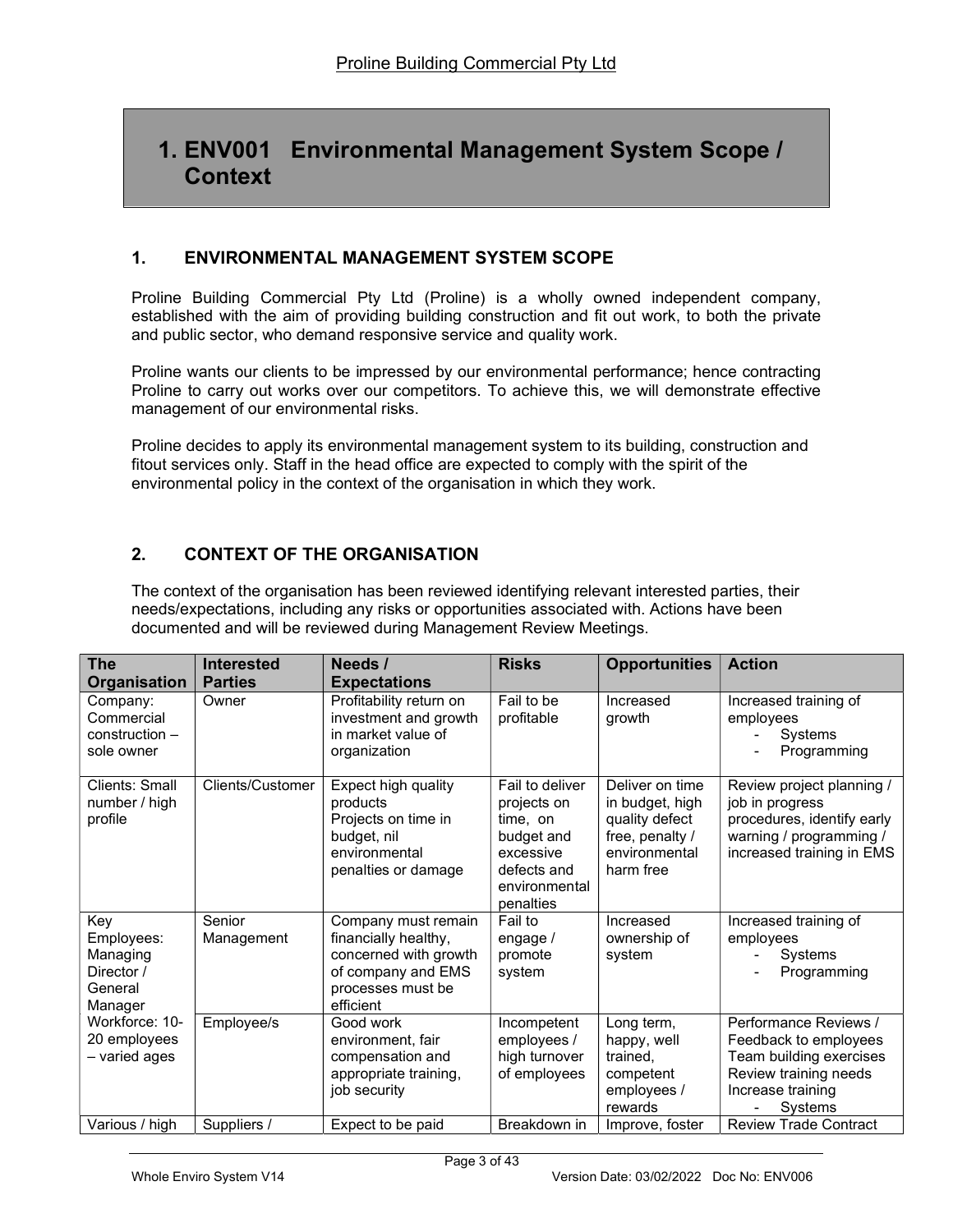Proline Building Commercial Pty Ltd

# 1. ENV001 Environmental Management System Scope / Context

## 1. ENVIRONMENTAL MANAGEMENT SYSTEM SCOPE

Proline Building Commercial Pty Ltd (Proline) is a wholly owned independent company, established with the aim of providing building construction and fit out work, to both the private and public sector, who demand responsive service and quality work.

Proline wants our clients to be impressed by our environmental performance; hence contracting Proline to carry out works over our competitors. To achieve this, we will demonstrate effective management of our environmental risks.

Proline decides to apply its environmental management system to its building, construction and fitout services only. Staff in the head office are expected to comply with the spirit of the environmental policy in the context of the organisation in which they work.

## 2. CONTEXT OF THE ORGANISATION

The context of the organisation has been reviewed identifying relevant interested parties, their needs/expectations, including any risks or opportunities associated with. Actions have been documented and will be reviewed during Management Review Meetings.

| The Organisation | Interested Parties | Needs / Expectations | Risks | Opportunities | Action |
|---|---|---|---|---|---|
| Company: Commercial construction – sole owner | Owner | Profitability return on investment and growth in market value of organization | Fail to be profitable | Increased growth | Increased training of employees<br>- Systems<br>- Programming |
| Clients: Small number / high profile | Clients/Customer | Expect high quality products<br>Projects on time in budget, nil environmental penalties or damage | Fail to deliver projects on time, on budget and excessive defects and environmental penalties | Deliver on time in budget, high quality defect free, penalty / environmental harm free | Review project planning / job in progress procedures, identify early warning / programming / increased training in EMS |
| Key Employees: Managing Director / General Manager<br>Workforce: 10-20 employees – varied ages | Senior Management | Company must remain financially healthy, concerned with growth of company and EMS processes must be efficient | Fail to engage / promote system | Increased ownership of system | Increased training of employees<br>- Systems<br>- Programming |
| | Employee/s | Good work environment, fair compensation and appropriate training, job security | Incompetent employees / high turnover of employees | Long term, happy, well trained, competent employees / rewards | Performance Reviews / Feedback to employees<br>Team building exercises<br>Review training needs<br>Increase training<br>- Systems |
| Various / high | Suppliers / | Expect to be paid | Breakdown in | Improve, foster | Review Trade Contract |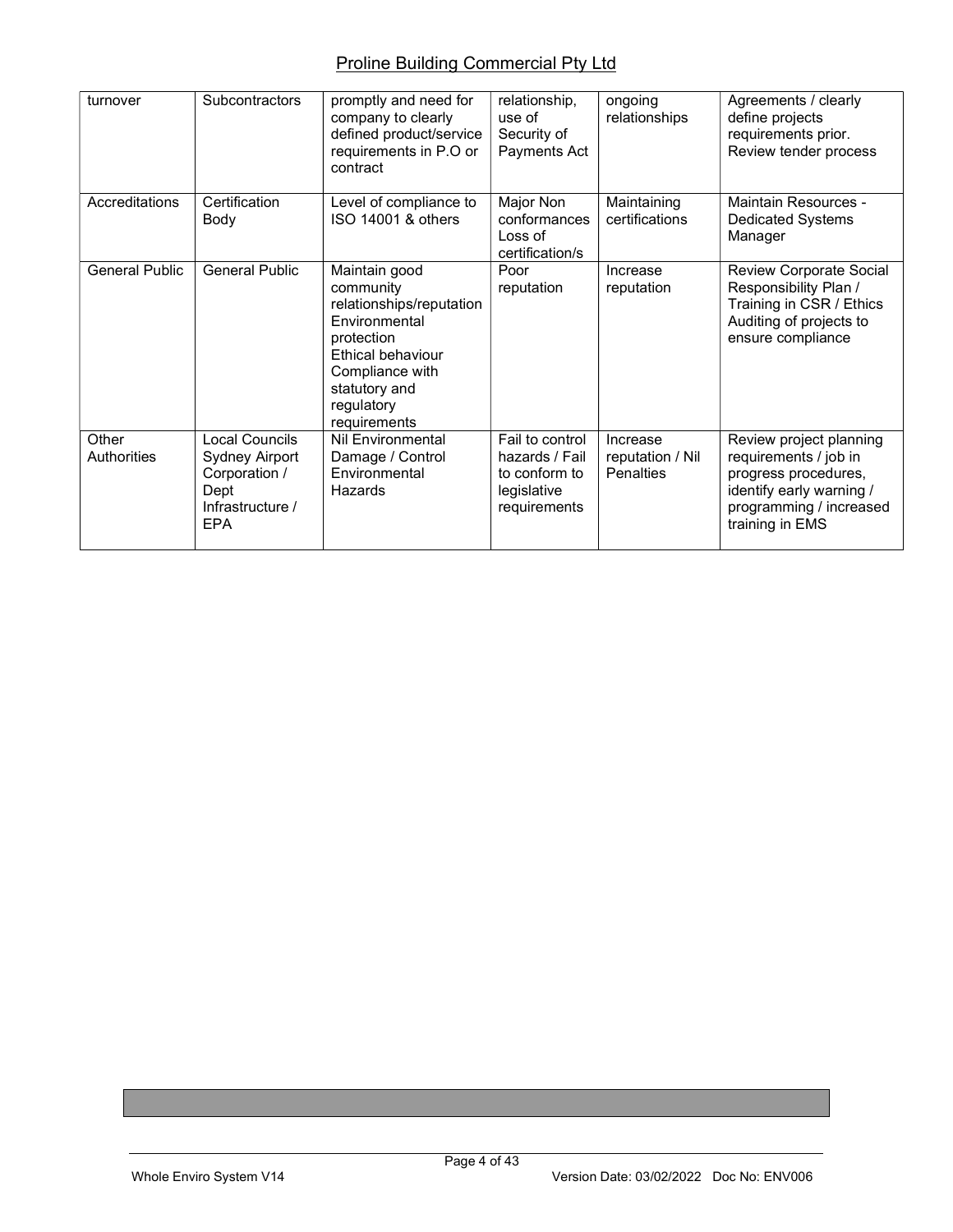| turnover | Subcontractors | promptly and need for company to clearly defined product/service requirements in P.O or contract | relationship, use of Security of Payments Act | ongoing relationships | Agreements / clearly define projects requirements prior. Review tender process |
|---|---|---|---|---|---|
| Accreditations | Certification Body | Level of compliance to ISO 14001 & others | Major Non conformances Loss of certification/s | Maintaining certifications | Maintain Resources - Dedicated Systems Manager |
| General Public | General Public | Maintain good community relationships/reputation Environmental protection Ethical behaviour Compliance with statutory and regulatory requirements | Poor reputation | Increase reputation | Review Corporate Social Responsibility Plan / Training in CSR / Ethics Auditing of projects to ensure compliance |
| Other Authorities | Local Councils Sydney Airport Corporation / Dept Infrastructure / EPA | Nil Environmental Damage / Control Environmental Hazards | Fail to control hazards / Fail to conform to legislative requirements | Increase reputation / Nil Penalties | Review project planning requirements / job in progress procedures, identify early warning / programming / increased training in EMS |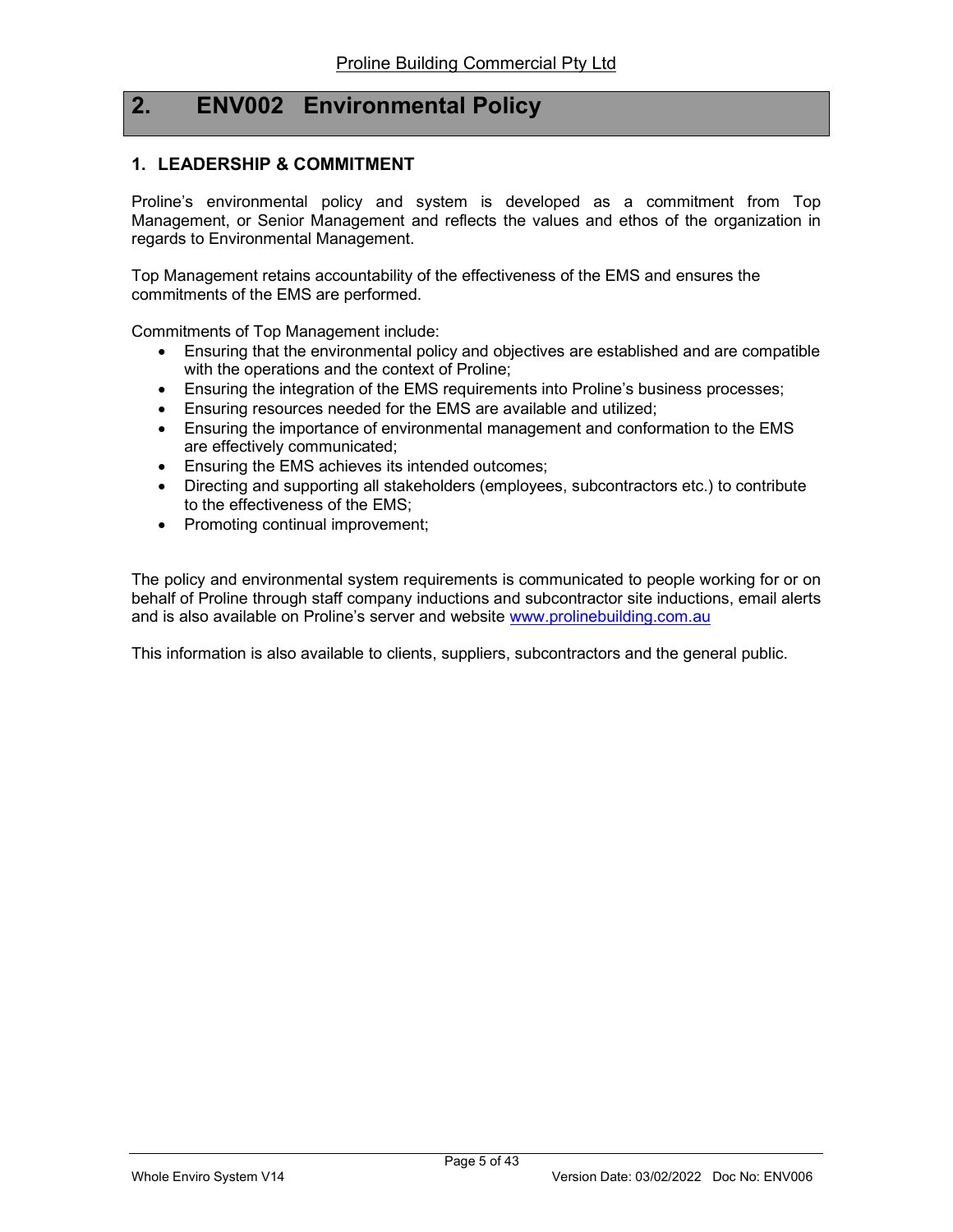# 2. ENV002 Environmental Policy

## 1. LEADERSHIP & COMMITMENT

Proline's environmental policy and system is developed as a commitment from Top Management, or Senior Management and reflects the values and ethos of the organization in regards to Environmental Management.

Top Management retains accountability of the effectiveness of the EMS and ensures the commitments of the EMS are performed.

Commitments of Top Management include:

- Ensuring that the environmental policy and objectives are established and are compatible with the operations and the context of Proline;
- Ensuring the integration of the EMS requirements into Proline's business processes;
- Ensuring resources needed for the EMS are available and utilized;
- Ensuring the importance of environmental management and conformation to the EMS are effectively communicated;
- Ensuring the EMS achieves its intended outcomes;
- Directing and supporting all stakeholders (employees, subcontractors etc.) to contribute to the effectiveness of the EMS;
- Promoting continual improvement;

The policy and environmental system requirements is communicated to people working for or on behalf of Proline through staff company inductions and subcontractor site inductions, email alerts and is also available on Proline's server and website www.prolinebuilding.com.au

This information is also available to clients, suppliers, subcontractors and the general public.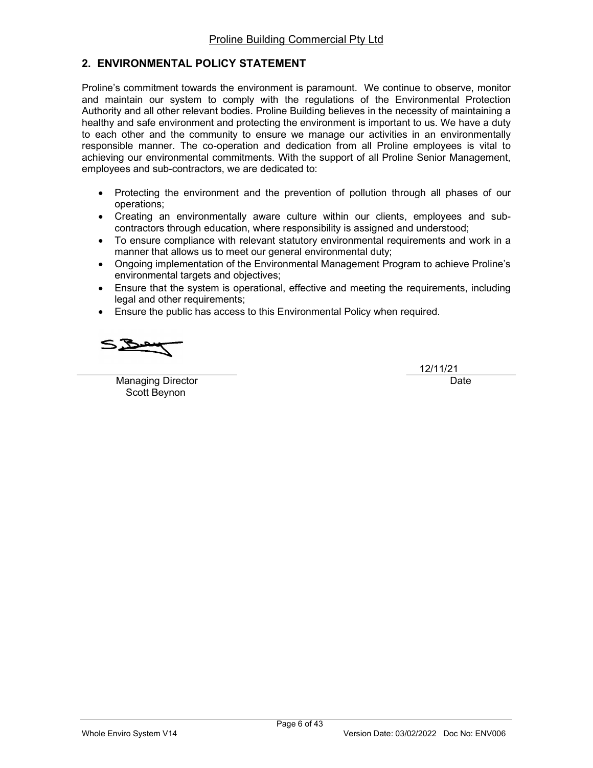## 2. ENVIRONMENTAL POLICY STATEMENT

Proline's commitment towards the environment is paramount. We continue to observe, monitor and maintain our system to comply with the regulations of the Environmental Protection Authority and all other relevant bodies. Proline Building believes in the necessity of maintaining a healthy and safe environment and protecting the environment is important to us. We have a duty to each other and the community to ensure we manage our activities in an environmentally responsible manner. The co-operation and dedication from all Proline employees is vital to achieving our environmental commitments. With the support of all Proline Senior Management, employees and sub-contractors, we are dedicated to:

- Protecting the environment and the prevention of pollution through all phases of our operations;
- Creating an environmentally aware culture within our clients, employees and sub-contractors through education, where responsibility is assigned and understood;
- To ensure compliance with relevant statutory environmental requirements and work in a manner that allows us to meet our general environmental duty;
- Ongoing implementation of the Environmental Management Program to achieve Proline's environmental targets and objectives;
- Ensure that the system is operational, effective and meeting the requirements, including legal and other requirements;
- Ensure the public has access to this Environmental Policy when required.

Managing Director
Scott Beynon

12/11/21
Date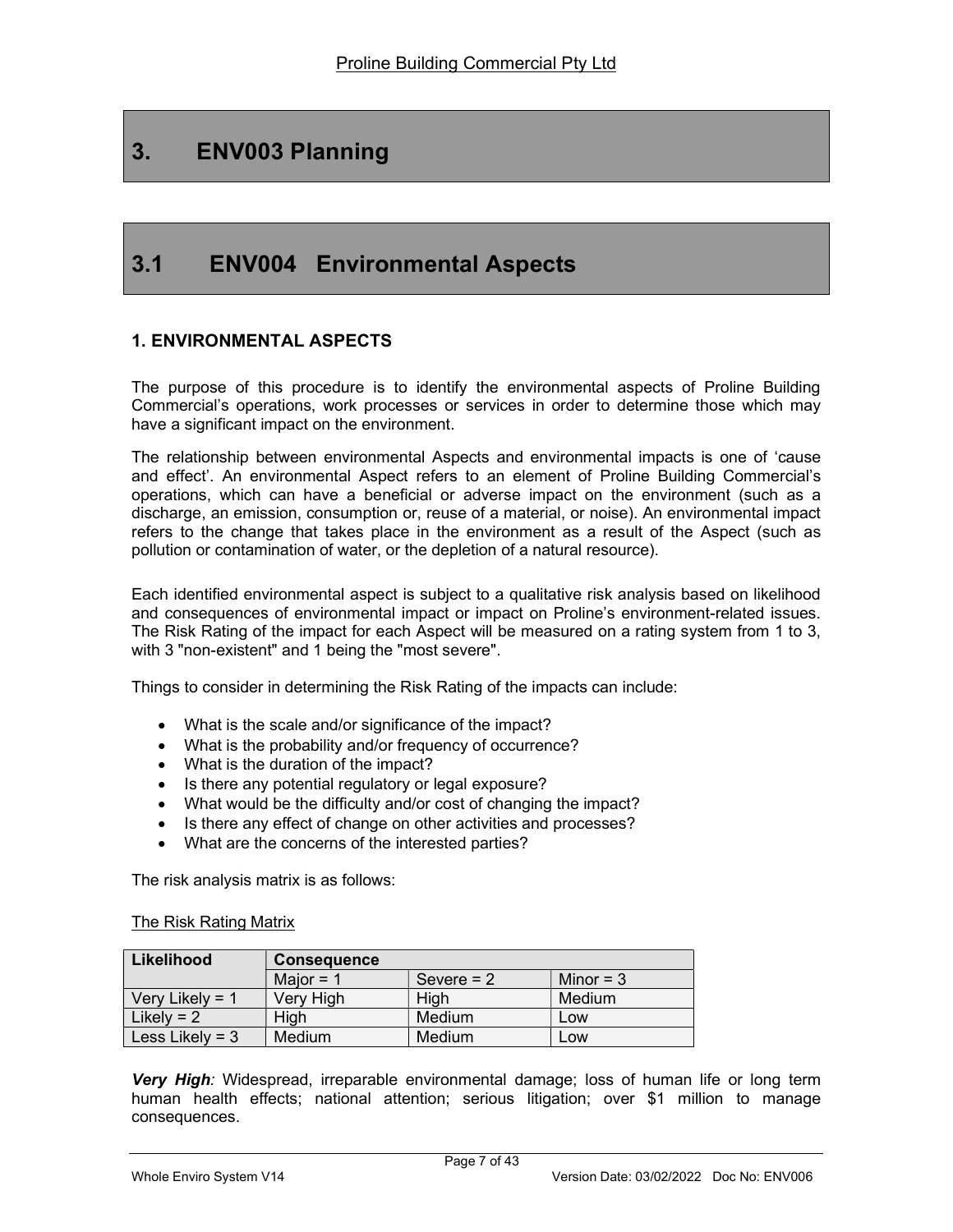# 3. ENV003 Planning

## 3.1 ENV004 Environmental Aspects

### 1. ENVIRONMENTAL ASPECTS

The purpose of this procedure is to identify the environmental aspects of Proline Building Commercial's operations, work processes or services in order to determine those which may have a significant impact on the environment.

The relationship between environmental Aspects and environmental impacts is one of 'cause and effect'. An environmental Aspect refers to an element of Proline Building Commercial's operations, which can have a beneficial or adverse impact on the environment (such as a discharge, an emission, consumption or, reuse of a material, or noise). An environmental impact refers to the change that takes place in the environment as a result of the Aspect (such as pollution or contamination of water, or the depletion of a natural resource).

Each identified environmental aspect is subject to a qualitative risk analysis based on likelihood and consequences of environmental impact or impact on Proline's environment-related issues. The Risk Rating of the impact for each Aspect will be measured on a rating system from 1 to 3, with 3 "non-existent" and 1 being the "most severe".

Things to consider in determining the Risk Rating of the impacts can include:

- What is the scale and/or significance of the impact?
- What is the probability and/or frequency of occurrence?
- What is the duration of the impact?
- Is there any potential regulatory or legal exposure?
- What would be the difficulty and/or cost of changing the impact?
- Is there any effect of change on other activities and processes?
- What are the concerns of the interested parties?

The risk analysis matrix is as follows:

The Risk Rating Matrix

| Likelihood | Consequence | | |
|---|---|---|---|
| | Major = 1 | Severe = 2 | Minor = 3 |
| Very Likely = 1 | Very High | High | Medium |
| Likely = 2 | High | Medium | Low |
| Less Likely = 3 | Medium | Medium | Low |

***Very High**:* Widespread, irreparable environmental damage; loss of human life or long term human health effects; national attention; serious litigation; over $1 million to manage consequences.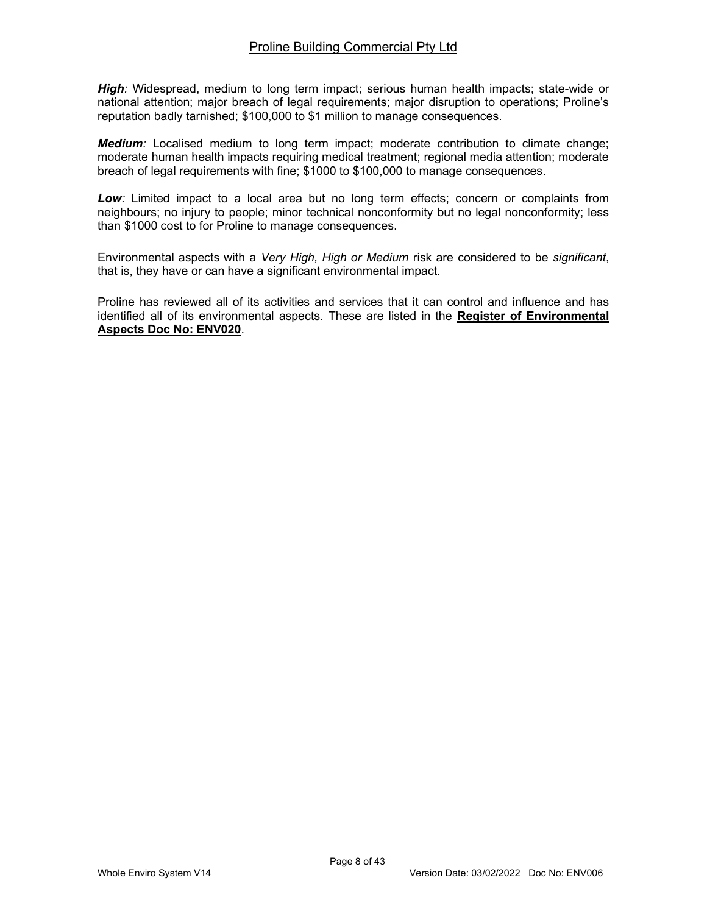***High:*** Widespread, medium to long term impact; serious human health impacts; state-wide or national attention; major breach of legal requirements; major disruption to operations; Proline's reputation badly tarnished; $100,000 to $1 million to manage consequences.

***Medium:*** Localised medium to long term impact; moderate contribution to climate change; moderate human health impacts requiring medical treatment; regional media attention; moderate breach of legal requirements with fine; $1000 to $100,000 to manage consequences.

***Low:*** Limited impact to a local area but no long term effects; concern or complaints from neighbours; no injury to people; minor technical nonconformity but no legal nonconformity; less than $1000 cost to for Proline to manage consequences.

Environmental aspects with a *Very High, High or Medium* risk are considered to be *significant*, that is, they have or can have a significant environmental impact.

Proline has reviewed all of its activities and services that it can control and influence and has identified all of its environmental aspects. These are listed in the **Register of Environmental Aspects Doc No: ENV020**.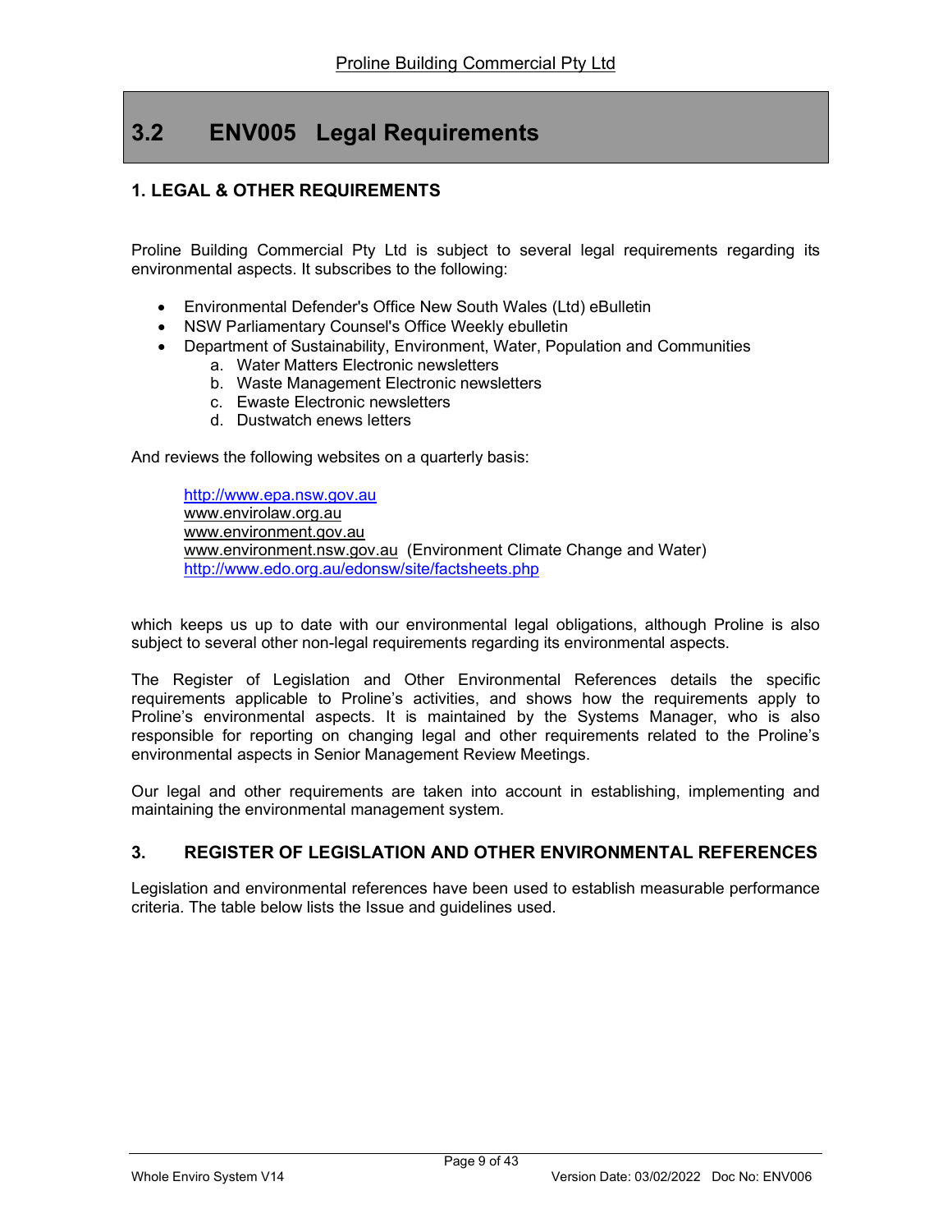# 3.2 ENV005 Legal Requirements

## 1. LEGAL & OTHER REQUIREMENTS

Proline Building Commercial Pty Ltd is subject to several legal requirements regarding its environmental aspects. It subscribes to the following:

- Environmental Defender's Office New South Wales (Ltd) eBulletin
- NSW Parliamentary Counsel's Office Weekly ebulletin
- Department of Sustainability, Environment, Water, Population and Communities
    a. Water Matters Electronic newsletters
    b. Waste Management Electronic newsletters
    c. Ewaste Electronic newsletters
    d. Dustwatch enews letters

And reviews the following websites on a quarterly basis:

http://www.epa.nsw.gov.au
www.envirolaw.org.au
www.environment.gov.au
www.environment.nsw.gov.au (Environment Climate Change and Water)
http://www.edo.org.au/edonsw/site/factsheets.php

which keeps us up to date with our environmental legal obligations, although Proline is also subject to several other non-legal requirements regarding its environmental aspects.

The Register of Legislation and Other Environmental References details the specific requirements applicable to Proline's activities, and shows how the requirements apply to Proline's environmental aspects. It is maintained by the Systems Manager, who is also responsible for reporting on changing legal and other requirements related to the Proline's environmental aspects in Senior Management Review Meetings.

Our legal and other requirements are taken into account in establishing, implementing and maintaining the environmental management system.

## 3. REGISTER OF LEGISLATION AND OTHER ENVIRONMENTAL REFERENCES

Legislation and environmental references have been used to establish measurable performance criteria. The table below lists the Issue and guidelines used.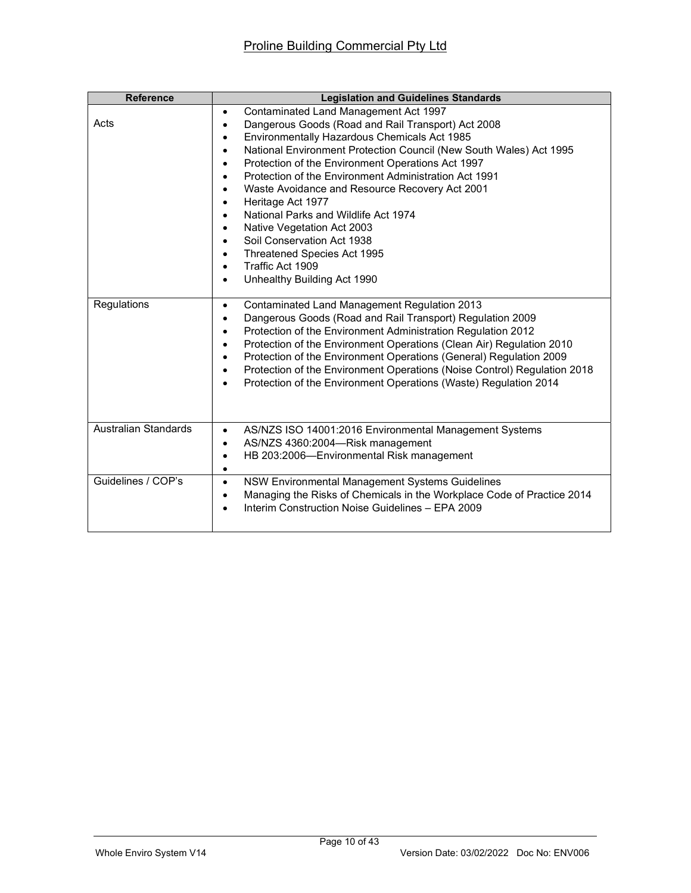| Reference | Legislation and Guidelines Standards |
|---|---|
| Acts | • Contaminated Land Management Act 1997<br>• Dangerous Goods (Road and Rail Transport) Act 2008<br>• Environmentally Hazardous Chemicals Act 1985<br>• National Environment Protection Council (New South Wales) Act 1995<br>• Protection of the Environment Operations Act 1997<br>• Protection of the Environment Administration Act 1991<br>• Waste Avoidance and Resource Recovery Act 2001<br>• Heritage Act 1977<br>• National Parks and Wildlife Act 1974<br>• Native Vegetation Act 2003<br>• Soil Conservation Act 1938<br>• Threatened Species Act 1995<br>• Traffic Act 1909<br>• Unhealthy Building Act 1990 |
| Regulations | • Contaminated Land Management Regulation 2013<br>• Dangerous Goods (Road and Rail Transport) Regulation 2009<br>• Protection of the Environment Administration Regulation 2012<br>• Protection of the Environment Operations (Clean Air) Regulation 2010<br>• Protection of the Environment Operations (General) Regulation 2009<br>• Protection of the Environment Operations (Noise Control) Regulation 2018<br>• Protection of the Environment Operations (Waste) Regulation 2014 |
| Australian Standards | • AS/NZS ISO 14001:2016 Environmental Management Systems<br>• AS/NZS 4360:2004—Risk management<br>• HB 203:2006—Environmental Risk management<br>• |
| Guidelines / COP's | • NSW Environmental Management Systems Guidelines<br>• Managing the Risks of Chemicals in the Workplace Code of Practice 2014<br>• Interim Construction Noise Guidelines – EPA 2009 |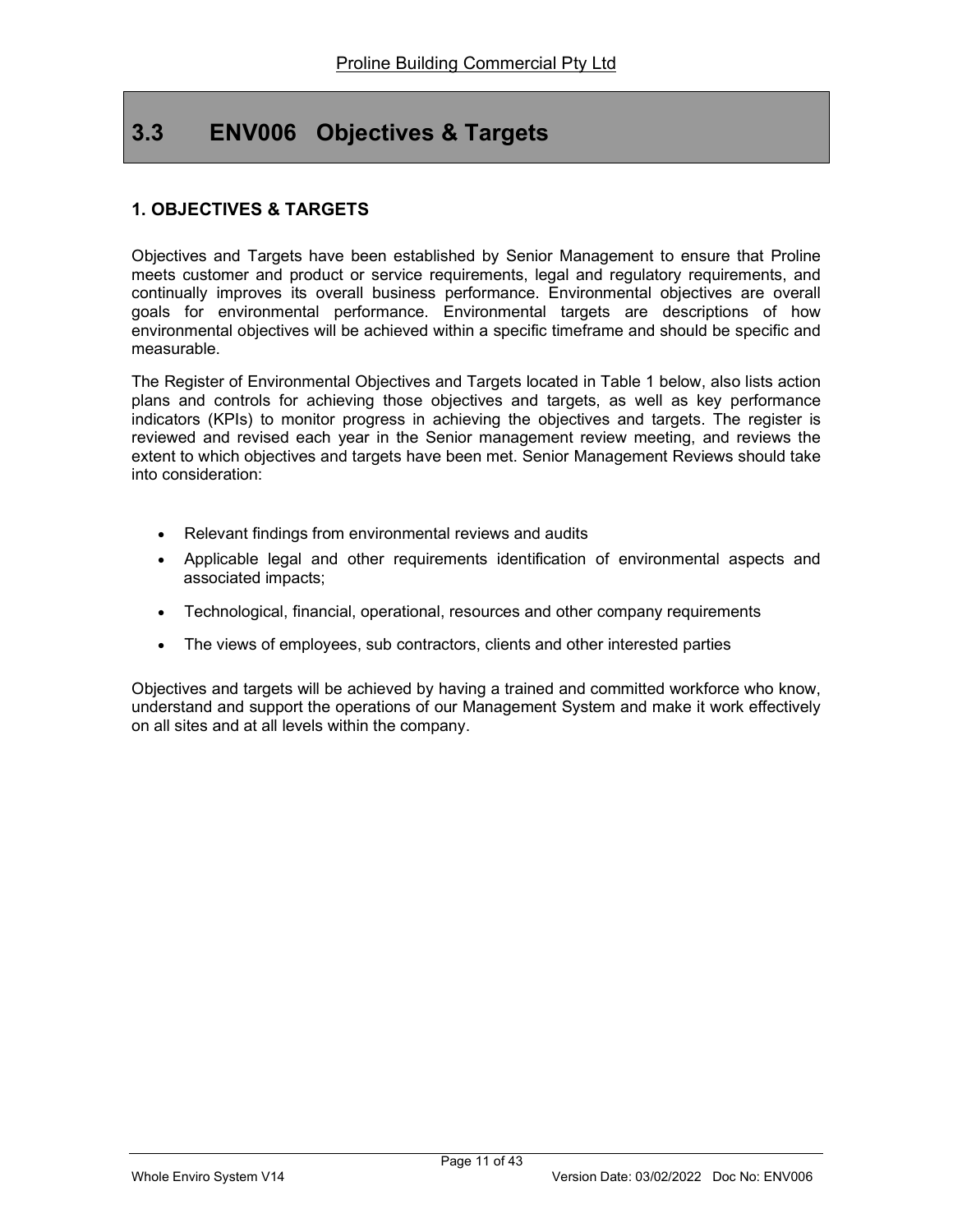# 3.3 ENV006 Objectives & Targets

## 1. OBJECTIVES & TARGETS

Objectives and Targets have been established by Senior Management to ensure that Proline meets customer and product or service requirements, legal and regulatory requirements, and continually improves its overall business performance. Environmental objectives are overall goals for environmental performance. Environmental targets are descriptions of how environmental objectives will be achieved within a specific timeframe and should be specific and measurable.

The Register of Environmental Objectives and Targets located in Table 1 below, also lists action plans and controls for achieving those objectives and targets, as well as key performance indicators (KPIs) to monitor progress in achieving the objectives and targets. The register is reviewed and revised each year in the Senior management review meeting, and reviews the extent to which objectives and targets have been met. Senior Management Reviews should take into consideration:

- Relevant findings from environmental reviews and audits
- Applicable legal and other requirements identification of environmental aspects and associated impacts;
- Technological, financial, operational, resources and other company requirements
- The views of employees, sub contractors, clients and other interested parties

Objectives and targets will be achieved by having a trained and committed workforce who know, understand and support the operations of our Management System and make it work effectively on all sites and at all levels within the company.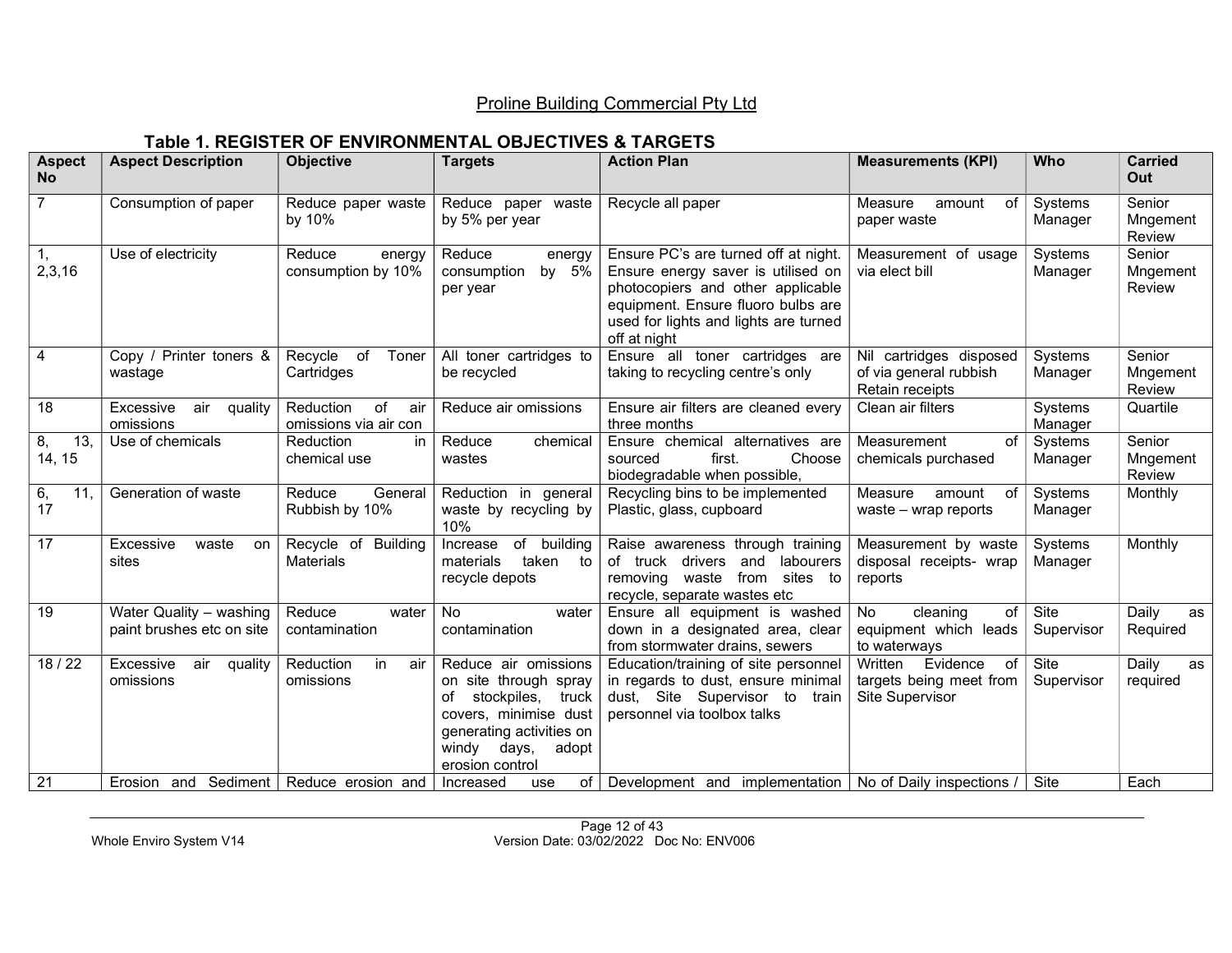Proline Building Commercial Pty Ltd

## Table 1. REGISTER OF ENVIRONMENTAL OBJECTIVES & TARGETS

| Aspect No | Aspect Description | Objective | Targets | Action Plan | Measurements (KPI) | Who | Carried Out |
|---|---|---|---|---|---|---|---|
| 7 | Consumption of paper | Reduce paper waste by 10% | Reduce paper waste by 5% per year | Recycle all paper | Measure amount of paper waste | Systems Manager | Senior Mngement Review |
| 1, 2,3,16 | Use of electricity | Reduce energy consumption by 10% | Reduce energy consumption by 5% per year | Ensure PC's are turned off at night. Ensure energy saver is utilised on photocopiers and other applicable equipment. Ensure fluoro bulbs are used for lights and lights are turned off at night | Measurement of usage via elect bill | Systems Manager | Senior Mngement Review |
| 4 | Copy / Printer toners & wastage | Recycle of Toner Cartridges | All toner cartridges to be recycled | Ensure all toner cartridges are taking to recycling centre's only | Nil cartridges disposed of via general rubbish Retain receipts | Systems Manager | Senior Mngement Review |
| 18 | Excessive air quality omissions | Reduction of air omissions via air con | Reduce air omissions | Ensure air filters are cleaned every three months | Clean air filters | Systems Manager | Quartile |
| 8, 13, 14, 15 | Use of chemicals | Reduction in chemical use | Reduce chemical wastes | Ensure chemical alternatives are sourced first. Choose biodegradable when possible, | Measurement of chemicals purchased | Systems Manager | Senior Mngement Review |
| 6, 11, 17 | Generation of waste | Reduce General Rubbish by 10% | Reduction in general waste by recycling by 10% | Recycling bins to be implemented Plastic, glass, cupboard | Measure amount of waste – wrap reports | Systems Manager | Monthly |
| 17 | Excessive waste on sites | Recycle of Building Materials | Increase of building materials taken to recycle depots | Raise awareness through training of truck drivers and labourers removing waste from sites to recycle, separate wastes etc | Measurement by waste disposal receipts- wrap reports | Systems Manager | Monthly |
| 19 | Water Quality – washing paint brushes etc on site | Reduce water contamination | No water contamination | Ensure all equipment is washed down in a designated area, clear from stormwater drains, sewers | No cleaning of equipment which leads to waterways | Site Supervisor | Daily as Required |
| 18 / 22 | Excessive air quality omissions | Reduction in air omissions | Reduce air omissions on site through spray of stockpiles, truck covers, minimise dust generating activities on windy days, adopt erosion control | Education/training of site personnel in regards to dust, ensure minimal dust, Site Supervisor to train personnel via toolbox talks | Written Evidence of targets being meet from Site Supervisor | Site Supervisor | Daily as required |
| 21 | Erosion and Sediment | Reduce erosion and | Increased use of | Development and implementation | No of Daily inspections / | Site | Each |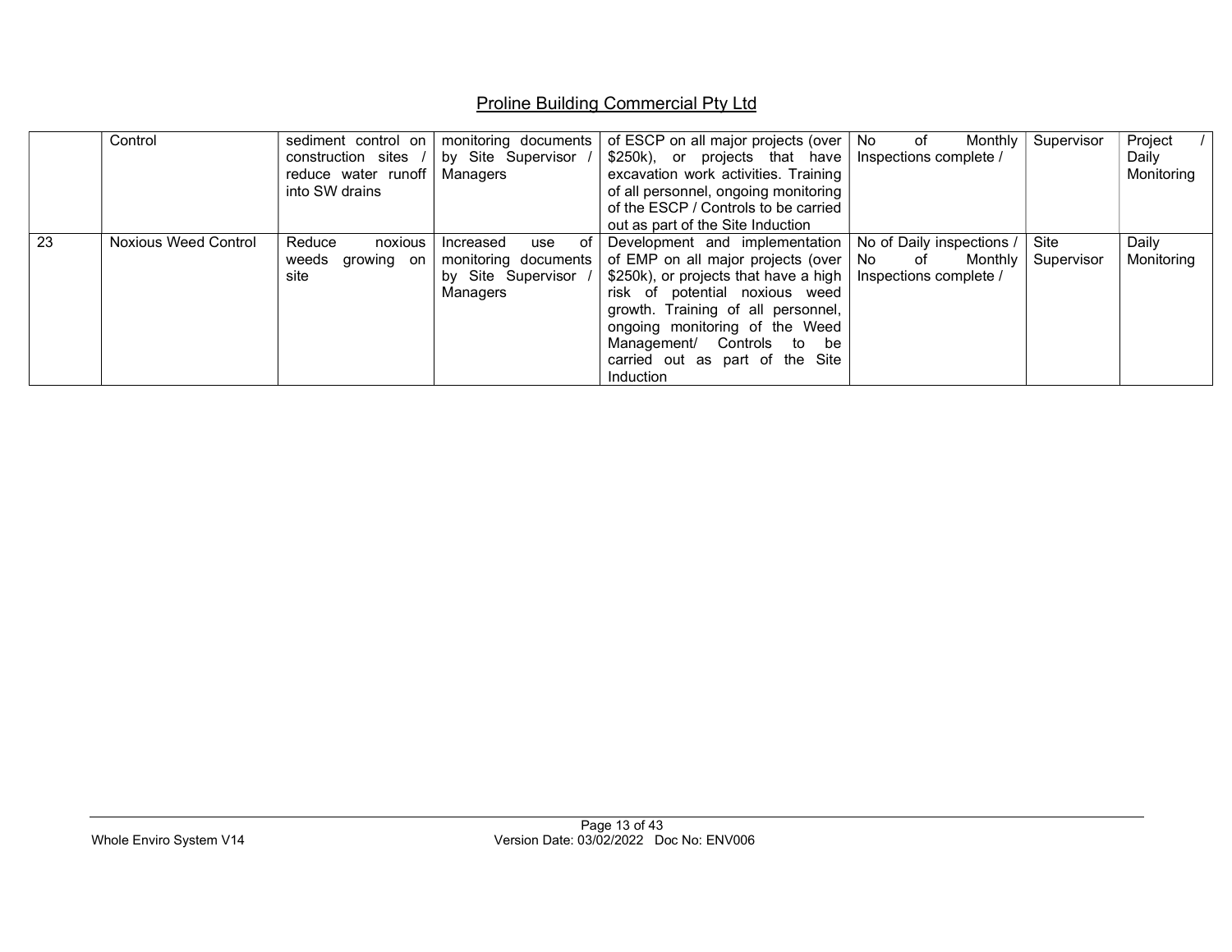| | Control | sediment control on construction sites / reduce water runoff into SW drains | monitoring documents by Site Supervisor / Managers | of ESCP on all major projects (over $250k), or projects that have excavation work activities. Training of all personnel, ongoing monitoring of the ESCP / Controls to be carried out as part of the Site Induction | No of Monthly Inspections complete / | Supervisor | Project / Daily Monitoring |
|---|---|---|---|---|---|---|---|
| 23 | Noxious Weed Control | Reduce noxious weeds growing on site | Increased use of monitoring documents by Site Supervisor / Managers | Development and implementation of EMP on all major projects (over $250k), or projects that have a high risk of potential noxious weed growth. Training of all personnel, ongoing monitoring of the Weed Management/ Controls to be carried out as part of the Site Induction | No of Daily inspections / No of Monthly Inspections complete / | Site Supervisor | Daily Monitoring |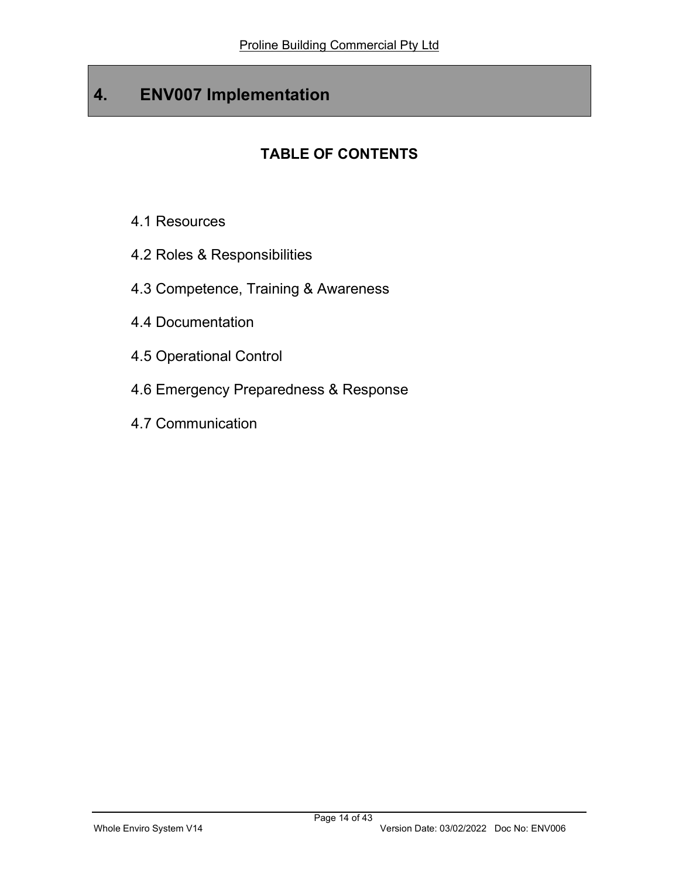# 4. ENV007 Implementation

## TABLE OF CONTENTS

4.1 Resources

4.2 Roles & Responsibilities

4.3 Competence, Training & Awareness

4.4 Documentation

4.5 Operational Control

4.6 Emergency Preparedness & Response

4.7 Communication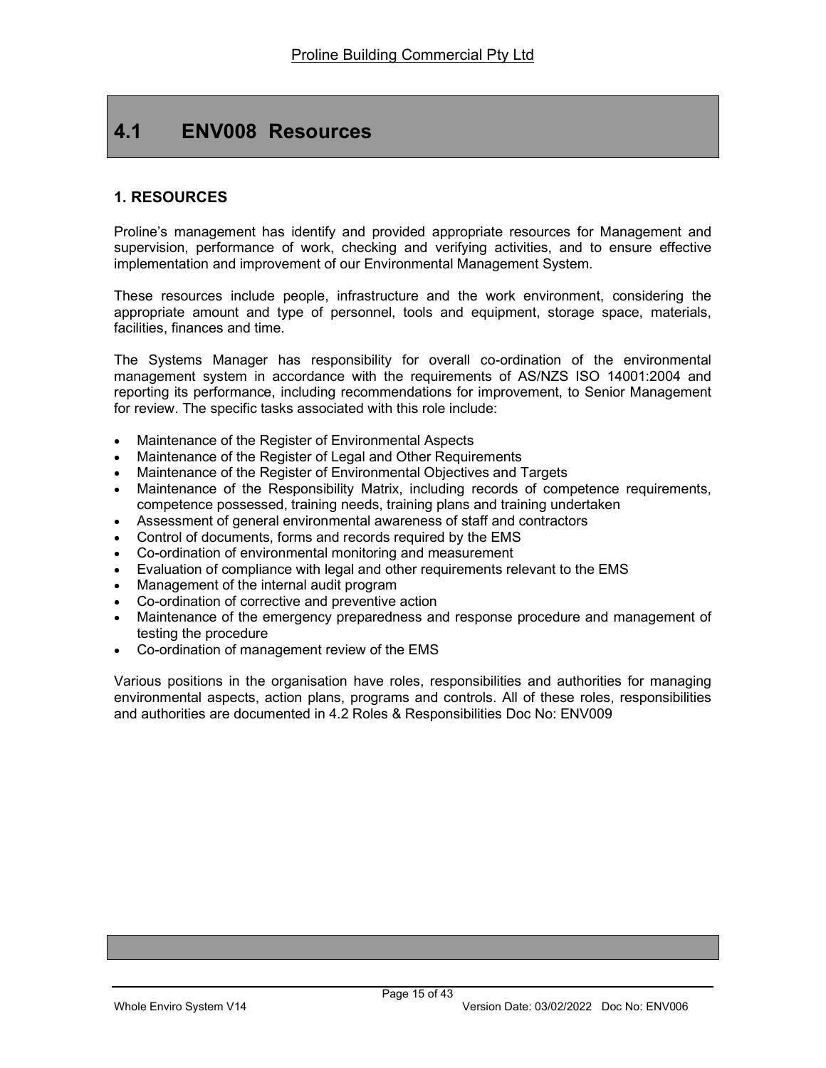# 4.1 ENV008 Resources

## 1. RESOURCES

Proline's management has identify and provided appropriate resources for Management and supervision, performance of work, checking and verifying activities, and to ensure effective implementation and improvement of our Environmental Management System.

These resources include people, infrastructure and the work environment, considering the appropriate amount and type of personnel, tools and equipment, storage space, materials, facilities, finances and time.

The Systems Manager has responsibility for overall co-ordination of the environmental management system in accordance with the requirements of AS/NZS ISO 14001:2004 and reporting its performance, including recommendations for improvement, to Senior Management for review. The specific tasks associated with this role include:

- Maintenance of the Register of Environmental Aspects
- Maintenance of the Register of Legal and Other Requirements
- Maintenance of the Register of Environmental Objectives and Targets
- Maintenance of the Responsibility Matrix, including records of competence requirements, competence possessed, training needs, training plans and training undertaken
- Assessment of general environmental awareness of staff and contractors
- Control of documents, forms and records required by the EMS
- Co-ordination of environmental monitoring and measurement
- Evaluation of compliance with legal and other requirements relevant to the EMS
- Management of the internal audit program
- Co-ordination of corrective and preventive action
- Maintenance of the emergency preparedness and response procedure and management of testing the procedure
- Co-ordination of management review of the EMS

Various positions in the organisation have roles, responsibilities and authorities for managing environmental aspects, action plans, programs and controls. All of these roles, responsibilities and authorities are documented in 4.2 Roles & Responsibilities Doc No: ENV009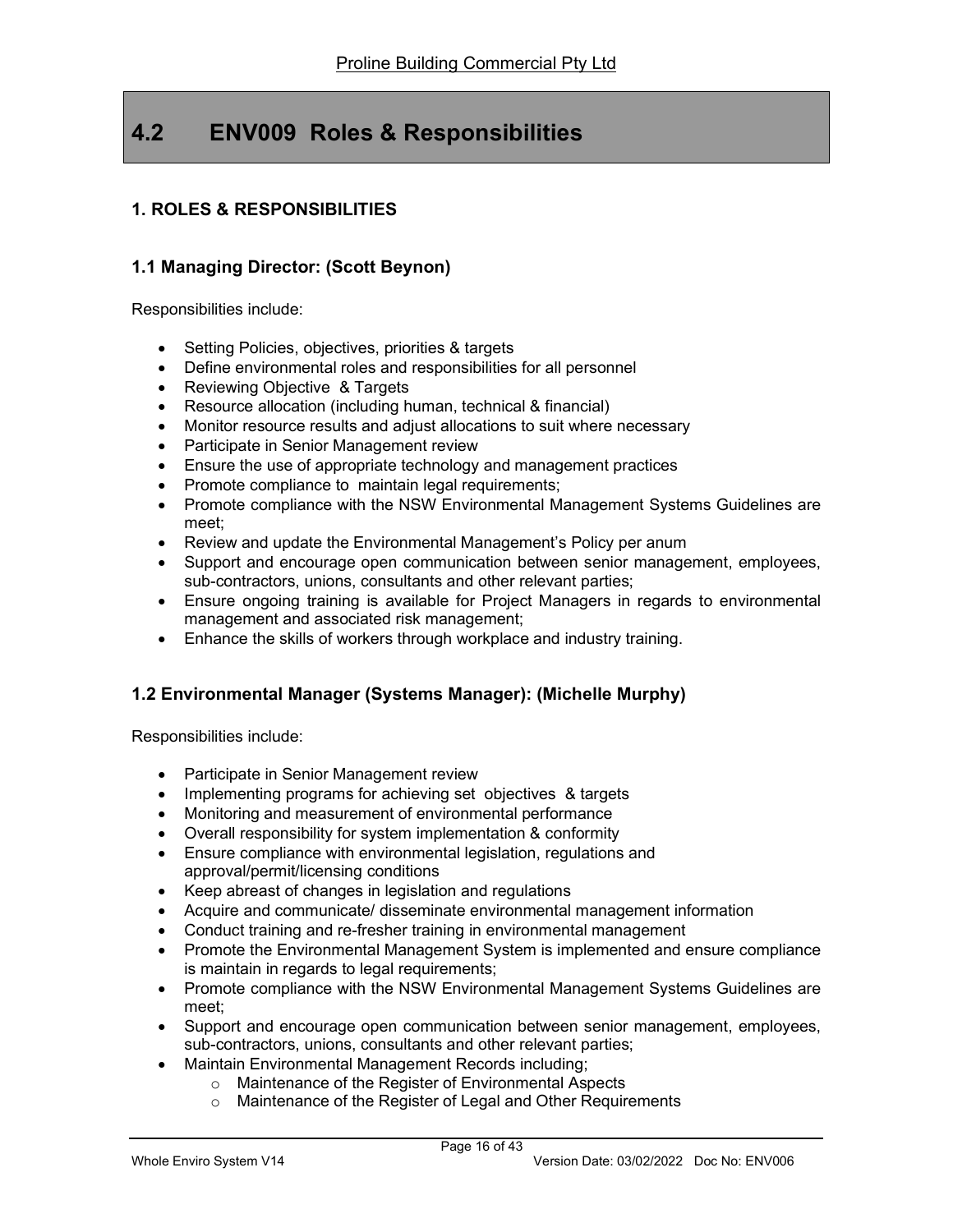# 4.2 ENV009 Roles & Responsibilities

## 1. ROLES & RESPONSIBILITIES

### 1.1 Managing Director: (Scott Beynon)

Responsibilities include:

- Setting Policies, objectives, priorities & targets
- Define environmental roles and responsibilities for all personnel
- Reviewing Objective & Targets
- Resource allocation (including human, technical & financial)
- Monitor resource results and adjust allocations to suit where necessary
- Participate in Senior Management review
- Ensure the use of appropriate technology and management practices
- Promote compliance to maintain legal requirements;
- Promote compliance with the NSW Environmental Management Systems Guidelines are meet;
- Review and update the Environmental Management's Policy per anum
- Support and encourage open communication between senior management, employees, sub-contractors, unions, consultants and other relevant parties;
- Ensure ongoing training is available for Project Managers in regards to environmental management and associated risk management;
- Enhance the skills of workers through workplace and industry training.

### 1.2 Environmental Manager (Systems Manager): (Michelle Murphy)

Responsibilities include:

- Participate in Senior Management review
- Implementing programs for achieving set objectives & targets
- Monitoring and measurement of environmental performance
- Overall responsibility for system implementation & conformity
- Ensure compliance with environmental legislation, regulations and approval/permit/licensing conditions
- Keep abreast of changes in legislation and regulations
- Acquire and communicate/ disseminate environmental management information
- Conduct training and re-fresher training in environmental management
- Promote the Environmental Management System is implemented and ensure compliance is maintain in regards to legal requirements;
- Promote compliance with the NSW Environmental Management Systems Guidelines are meet;
- Support and encourage open communication between senior management, employees, sub-contractors, unions, consultants and other relevant parties;
- Maintain Environmental Management Records including;
    - Maintenance of the Register of Environmental Aspects
    - Maintenance of the Register of Legal and Other Requirements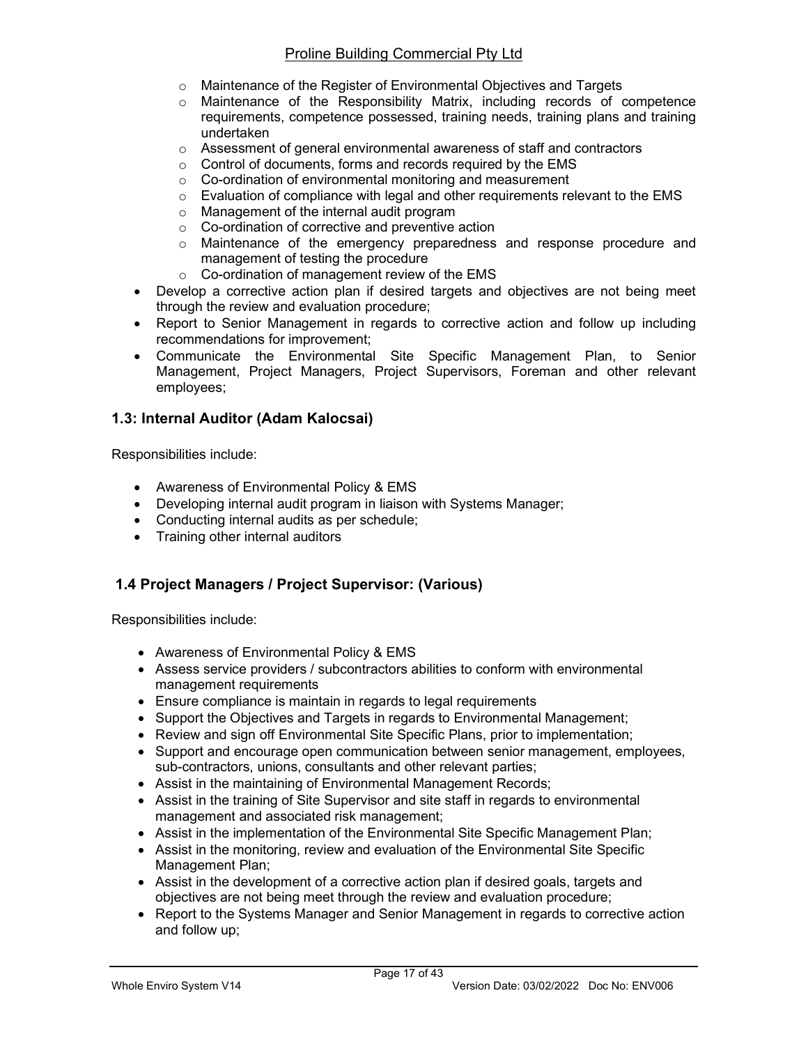- Maintenance of the Register of Environmental Objectives and Targets
    - Maintenance of the Responsibility Matrix, including records of competence requirements, competence possessed, training needs, training plans and training undertaken
    - Assessment of general environmental awareness of staff and contractors
    - Control of documents, forms and records required by the EMS
    - Co-ordination of environmental monitoring and measurement
    - Evaluation of compliance with legal and other requirements relevant to the EMS
    - Management of the internal audit program
    - Co-ordination of corrective and preventive action
    - Maintenance of the emergency preparedness and response procedure and management of testing the procedure
    - Co-ordination of management review of the EMS
- Develop a corrective action plan if desired targets and objectives are not being meet through the review and evaluation procedure;
- Report to Senior Management in regards to corrective action and follow up including recommendations for improvement;
- Communicate the Environmental Site Specific Management Plan, to Senior Management, Project Managers, Project Supervisors, Foreman and other relevant employees;

### 1.3: Internal Auditor (Adam Kalocsai)

Responsibilities include:

- Awareness of Environmental Policy & EMS
- Developing internal audit program in liaison with Systems Manager;
- Conducting internal audits as per schedule;
- Training other internal auditors

### 1.4 Project Managers / Project Supervisor: (Various)

Responsibilities include:

- Awareness of Environmental Policy & EMS
- Assess service providers / subcontractors abilities to conform with environmental management requirements
- Ensure compliance is maintain in regards to legal requirements
- Support the Objectives and Targets in regards to Environmental Management;
- Review and sign off Environmental Site Specific Plans, prior to implementation;
- Support and encourage open communication between senior management, employees, sub-contractors, unions, consultants and other relevant parties;
- Assist in the maintaining of Environmental Management Records;
- Assist in the training of Site Supervisor and site staff in regards to environmental management and associated risk management;
- Assist in the implementation of the Environmental Site Specific Management Plan;
- Assist in the monitoring, review and evaluation of the Environmental Site Specific Management Plan;
- Assist in the development of a corrective action plan if desired goals, targets and objectives are not being meet through the review and evaluation procedure;
- Report to the Systems Manager and Senior Management in regards to corrective action and follow up;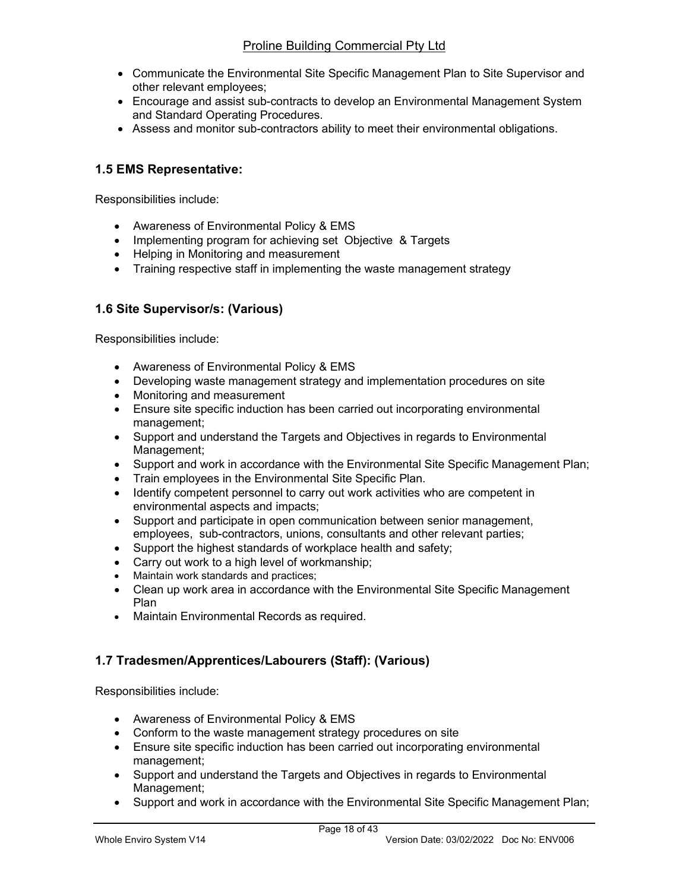- Communicate the Environmental Site Specific Management Plan to Site Supervisor and other relevant employees;
- Encourage and assist sub-contracts to develop an Environmental Management System and Standard Operating Procedures.
- Assess and monitor sub-contractors ability to meet their environmental obligations.

### 1.5 EMS Representative:

Responsibilities include:

- Awareness of Environmental Policy & EMS
- Implementing program for achieving set Objective & Targets
- Helping in Monitoring and measurement
- Training respective staff in implementing the waste management strategy

### 1.6 Site Supervisor/s: (Various)

Responsibilities include:

- Awareness of Environmental Policy & EMS
- Developing waste management strategy and implementation procedures on site
- Monitoring and measurement
- Ensure site specific induction has been carried out incorporating environmental management;
- Support and understand the Targets and Objectives in regards to Environmental Management;
- Support and work in accordance with the Environmental Site Specific Management Plan;
- Train employees in the Environmental Site Specific Plan.
- Identify competent personnel to carry out work activities who are competent in environmental aspects and impacts;
- Support and participate in open communication between senior management, employees, sub-contractors, unions, consultants and other relevant parties;
- Support the highest standards of workplace health and safety;
- Carry out work to a high level of workmanship;
- Maintain work standards and practices;
- Clean up work area in accordance with the Environmental Site Specific Management Plan
- Maintain Environmental Records as required.

### 1.7 Tradesmen/Apprentices/Labourers (Staff): (Various)

Responsibilities include:

- Awareness of Environmental Policy & EMS
- Conform to the waste management strategy procedures on site
- Ensure site specific induction has been carried out incorporating environmental management;
- Support and understand the Targets and Objectives in regards to Environmental Management;
- Support and work in accordance with the Environmental Site Specific Management Plan;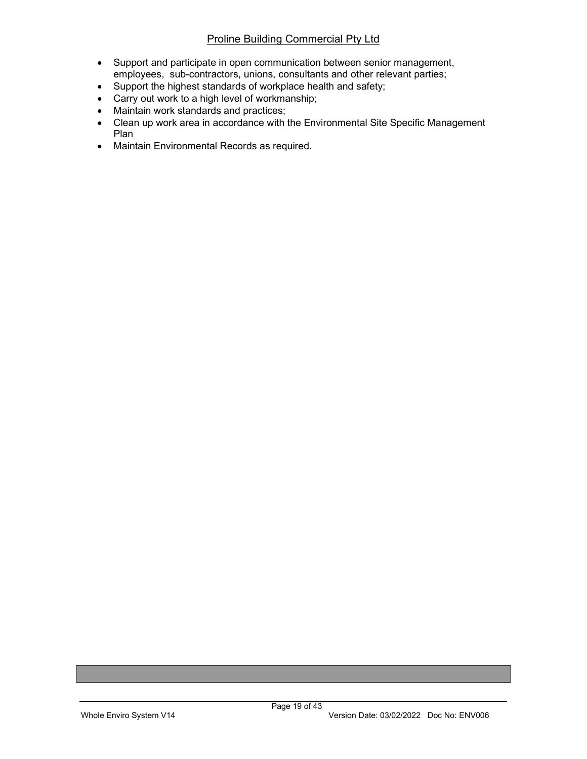- Support and participate in open communication between senior management, employees, sub-contractors, unions, consultants and other relevant parties;
- Support the highest standards of workplace health and safety;
- Carry out work to a high level of workmanship;
- Maintain work standards and practices;
- Clean up work area in accordance with the Environmental Site Specific Management Plan
- Maintain Environmental Records as required.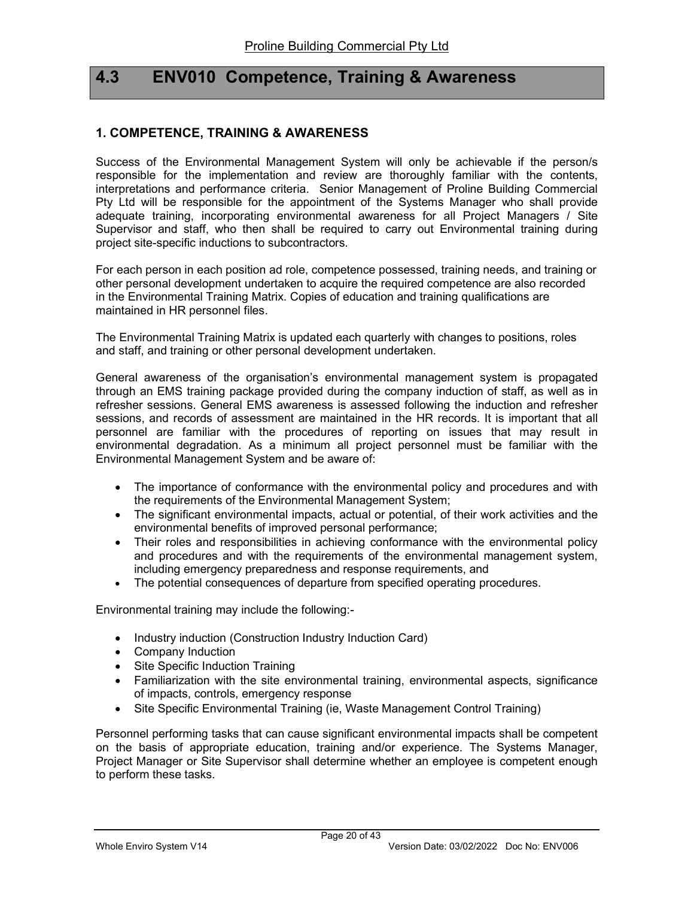## 4.3 ENV010 Competence, Training & Awareness

### 1. COMPETENCE, TRAINING & AWARENESS

Success of the Environmental Management System will only be achievable if the person/s responsible for the implementation and review are thoroughly familiar with the contents, interpretations and performance criteria. Senior Management of Proline Building Commercial Pty Ltd will be responsible for the appointment of the Systems Manager who shall provide adequate training, incorporating environmental awareness for all Project Managers / Site Supervisor and staff, who then shall be required to carry out Environmental training during project site-specific inductions to subcontractors.

For each person in each position ad role, competence possessed, training needs, and training or other personal development undertaken to acquire the required competence are also recorded in the Environmental Training Matrix. Copies of education and training qualifications are maintained in HR personnel files.

The Environmental Training Matrix is updated each quarterly with changes to positions, roles and staff, and training or other personal development undertaken.

General awareness of the organisation's environmental management system is propagated through an EMS training package provided during the company induction of staff, as well as in refresher sessions. General EMS awareness is assessed following the induction and refresher sessions, and records of assessment are maintained in the HR records. It is important that all personnel are familiar with the procedures of reporting on issues that may result in environmental degradation. As a minimum all project personnel must be familiar with the Environmental Management System and be aware of:

- The importance of conformance with the environmental policy and procedures and with the requirements of the Environmental Management System;
- The significant environmental impacts, actual or potential, of their work activities and the environmental benefits of improved personal performance;
- Their roles and responsibilities in achieving conformance with the environmental policy and procedures and with the requirements of the environmental management system, including emergency preparedness and response requirements, and
- The potential consequences of departure from specified operating procedures.

Environmental training may include the following:-

- Industry induction (Construction Industry Induction Card)
- Company Induction
- Site Specific Induction Training
- Familiarization with the site environmental training, environmental aspects, significance of impacts, controls, emergency response
- Site Specific Environmental Training (ie, Waste Management Control Training)

Personnel performing tasks that can cause significant environmental impacts shall be competent on the basis of appropriate education, training and/or experience. The Systems Manager, Project Manager or Site Supervisor shall determine whether an employee is competent enough to perform these tasks.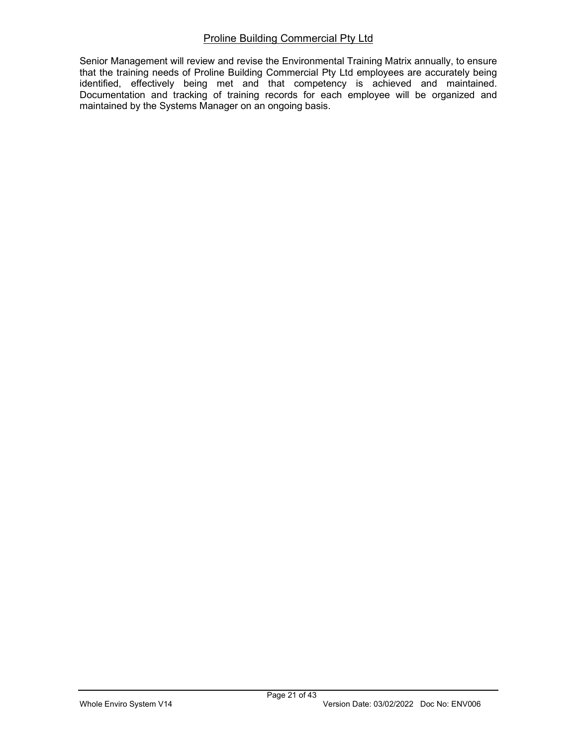Senior Management will review and revise the Environmental Training Matrix annually, to ensure that the training needs of Proline Building Commercial Pty Ltd employees are accurately being identified, effectively being met and that competency is achieved and maintained. Documentation and tracking of training records for each employee will be organized and maintained by the Systems Manager on an ongoing basis.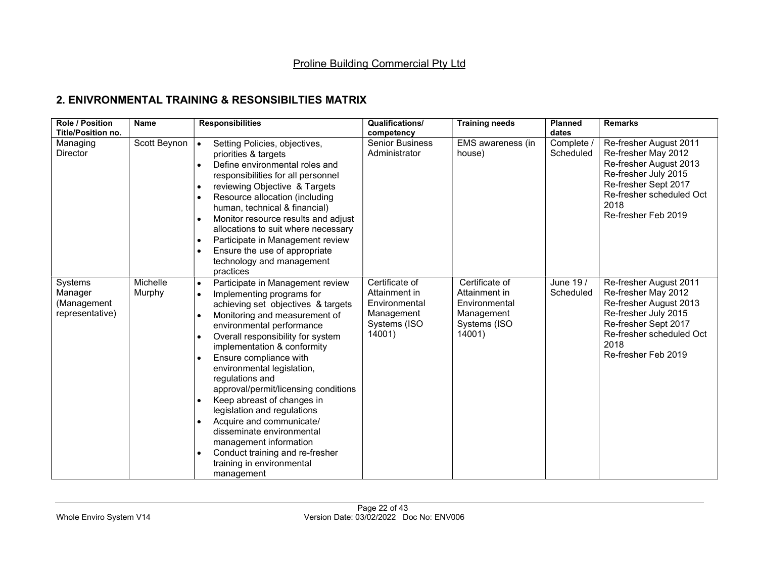Proline Building Commercial Pty Ltd

## 2. ENIVRONMENTAL TRAINING & RESONSIBILTIES MATRIX

| Role / Position Title/Position no. | Name | Responsibilities | Qualifications/ competency | Training needs | Planned dates | Remarks |
|---|---|---|---|---|---|---|
| Managing Director | Scott Beynon | • Setting Policies, objectives, priorities & targets<br>• Define environmental roles and responsibilities for all personnel<br>• reviewing Objective & Targets<br>• Resource allocation (including human, technical & financial)<br>• Monitor resource results and adjust allocations to suit where necessary<br>• Participate in Management review<br>• Ensure the use of appropriate technology and management practices | Senior Business Administrator | EMS awareness (in house) | Complete / Scheduled | Re-fresher August 2011<br>Re-fresher May 2012<br>Re-fresher August 2013<br>Re-fresher July 2015<br>Re-fresher Sept 2017<br>Re-fresher scheduled Oct 2018<br>Re-fresher Feb 2019 |
| Systems Manager (Management representative) | Michelle Murphy | • Participate in Management review<br>• Implementing programs for achieving set objectives & targets<br>• Monitoring and measurement of environmental performance<br>• Overall responsibility for system implementation & conformity<br>• Ensure compliance with environmental legislation, regulations and approval/permit/licensing conditions<br>• Keep abreast of changes in legislation and regulations<br>• Acquire and communicate/ disseminate environmental management information<br>• Conduct training and re-fresher training in environmental management | Certificate of Attainment in Environmental Management Systems (ISO 14001) | Certificate of Attainment in Environmental Management Systems (ISO 14001) | June 19 / Scheduled | Re-fresher August 2011<br>Re-fresher May 2012<br>Re-fresher August 2013<br>Re-fresher July 2015<br>Re-fresher Sept 2017<br>Re-fresher scheduled Oct 2018<br>Re-fresher Feb 2019 |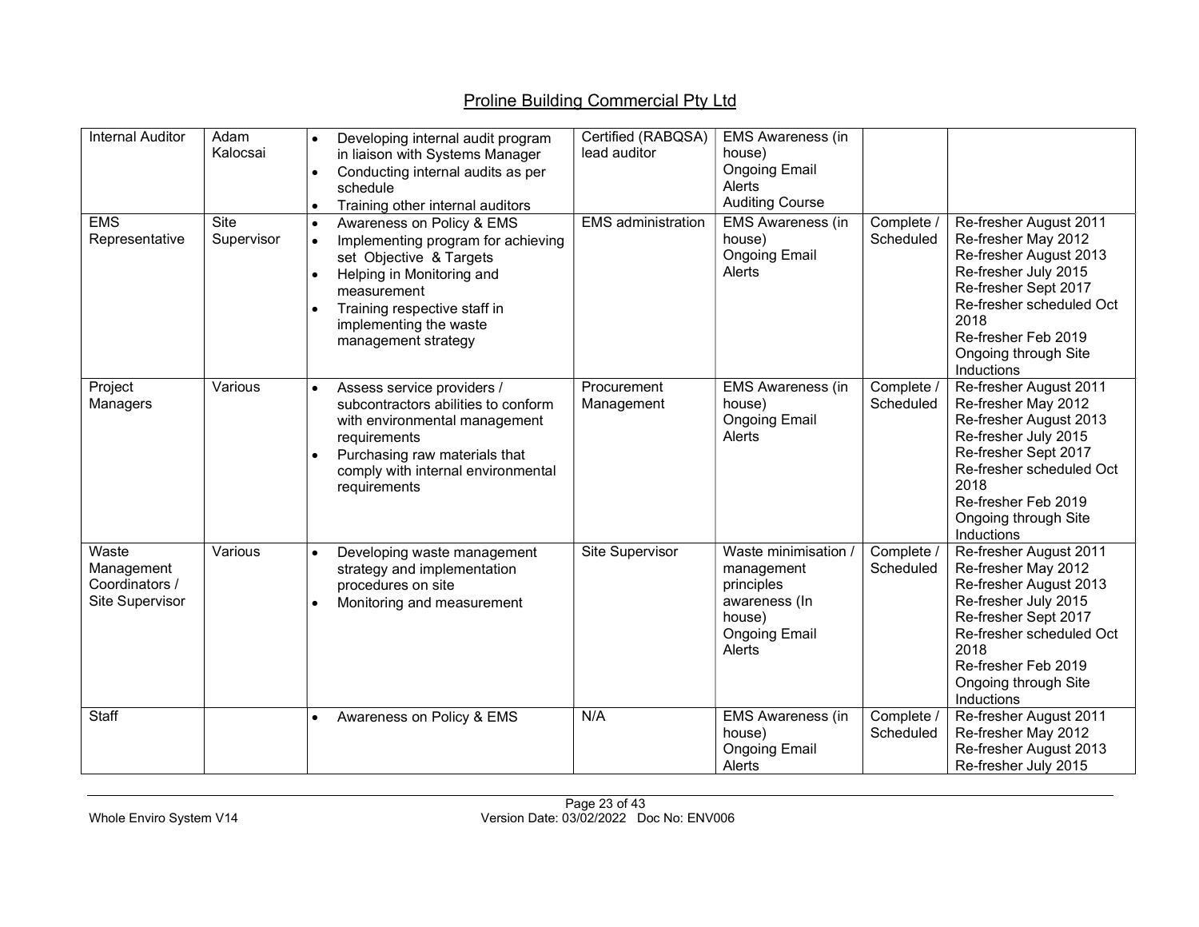| Internal Auditor | Adam Kalocsai | • Developing internal audit program in liaison with Systems Manager<br>• Conducting internal audits as per schedule<br>• Training other internal auditors | Certified (RABQSA) lead auditor | EMS Awareness (in house)<br>Ongoing Email Alerts<br>Auditing Course | | |
|---|---|---|---|---|---|---|
| EMS Representative | Site Supervisor | • Awareness on Policy & EMS<br>• Implementing program for achieving set Objective & Targets<br>• Helping in Monitoring and measurement<br>• Training respective staff in implementing the waste management strategy | EMS administration | EMS Awareness (in house)<br>Ongoing Email Alerts | Complete / Scheduled | Re-fresher August 2011<br>Re-fresher May 2012<br>Re-fresher August 2013<br>Re-fresher July 2015<br>Re-fresher Sept 2017<br>Re-fresher scheduled Oct 2018<br>Re-fresher Feb 2019<br>Ongoing through Site Inductions |
| Project Managers | Various | • Assess service providers / subcontractors abilities to conform with environmental management requirements<br>• Purchasing raw materials that comply with internal environmental requirements | Procurement Management | EMS Awareness (in house)<br>Ongoing Email Alerts | Complete / Scheduled | Re-fresher August 2011<br>Re-fresher May 2012<br>Re-fresher August 2013<br>Re-fresher July 2015<br>Re-fresher Sept 2017<br>Re-fresher scheduled Oct 2018<br>Re-fresher Feb 2019<br>Ongoing through Site Inductions |
| Waste Management Coordinators / Site Supervisor | Various | • Developing waste management strategy and implementation procedures on site<br>• Monitoring and measurement | Site Supervisor | Waste minimisation / management principles awareness (In house)<br>Ongoing Email Alerts | Complete / Scheduled | Re-fresher August 2011<br>Re-fresher May 2012<br>Re-fresher August 2013<br>Re-fresher July 2015<br>Re-fresher Sept 2017<br>Re-fresher scheduled Oct 2018<br>Re-fresher Feb 2019<br>Ongoing through Site Inductions |
| Staff | | • Awareness on Policy & EMS | N/A | EMS Awareness (in house)<br>Ongoing Email Alerts | Complete / Scheduled | Re-fresher August 2011<br>Re-fresher May 2012<br>Re-fresher August 2013<br>Re-fresher July 2015 |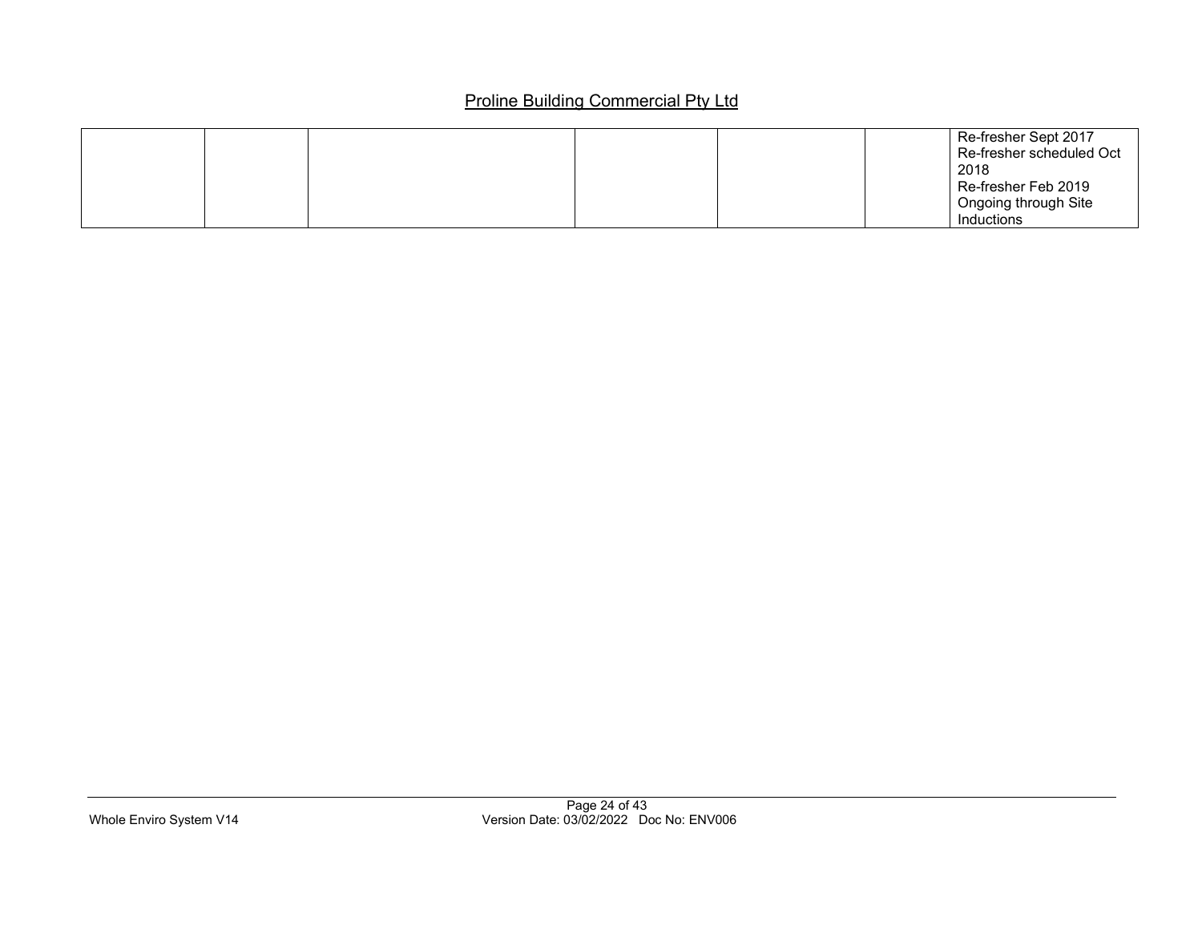|  |  |  |  |  |  |  |
|---|---|---|---|---|---|---|
|  |  |  |  |  |  | Re-fresher Sept 2017<br>Re-fresher scheduled Oct 2018<br>Re-fresher Feb 2019<br>Ongoing through Site Inductions |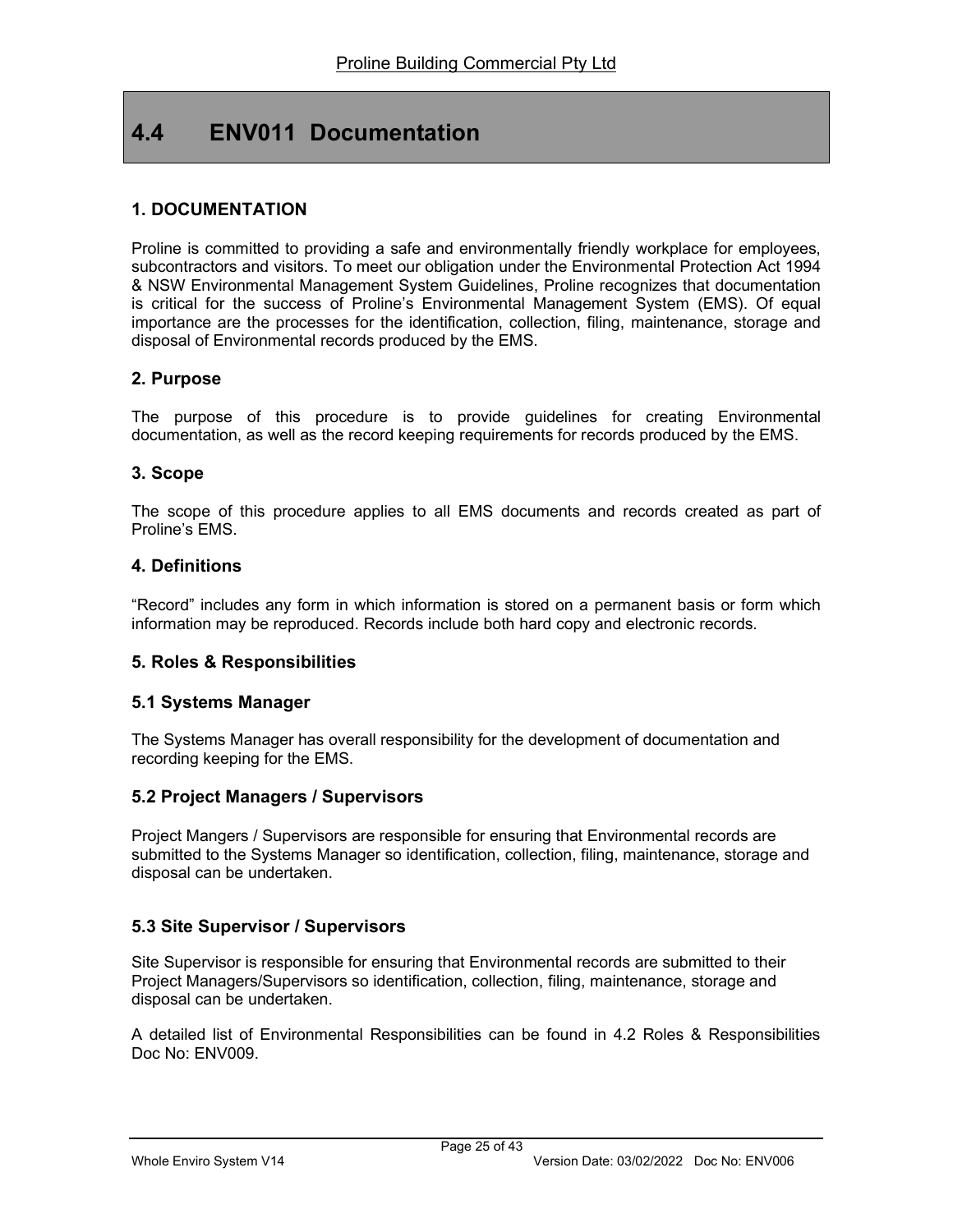# 4.4 ENV011 Documentation

## 1. DOCUMENTATION

Proline is committed to providing a safe and environmentally friendly workplace for employees, subcontractors and visitors. To meet our obligation under the Environmental Protection Act 1994 & NSW Environmental Management System Guidelines, Proline recognizes that documentation is critical for the success of Proline's Environmental Management System (EMS). Of equal importance are the processes for the identification, collection, filing, maintenance, storage and disposal of Environmental records produced by the EMS.

## 2. Purpose

The purpose of this procedure is to provide guidelines for creating Environmental documentation, as well as the record keeping requirements for records produced by the EMS.

## 3. Scope

The scope of this procedure applies to all EMS documents and records created as part of Proline's EMS.

## 4. Definitions

"Record" includes any form in which information is stored on a permanent basis or form which information may be reproduced. Records include both hard copy and electronic records.

## 5. Roles & Responsibilities

### 5.1 Systems Manager

The Systems Manager has overall responsibility for the development of documentation and recording keeping for the EMS.

### 5.2 Project Managers / Supervisors

Project Mangers / Supervisors are responsible for ensuring that Environmental records are submitted to the Systems Manager so identification, collection, filing, maintenance, storage and disposal can be undertaken.

### 5.3 Site Supervisor / Supervisors

Site Supervisor is responsible for ensuring that Environmental records are submitted to their Project Managers/Supervisors so identification, collection, filing, maintenance, storage and disposal can be undertaken.

A detailed list of Environmental Responsibilities can be found in 4.2 Roles & Responsibilities Doc No: ENV009.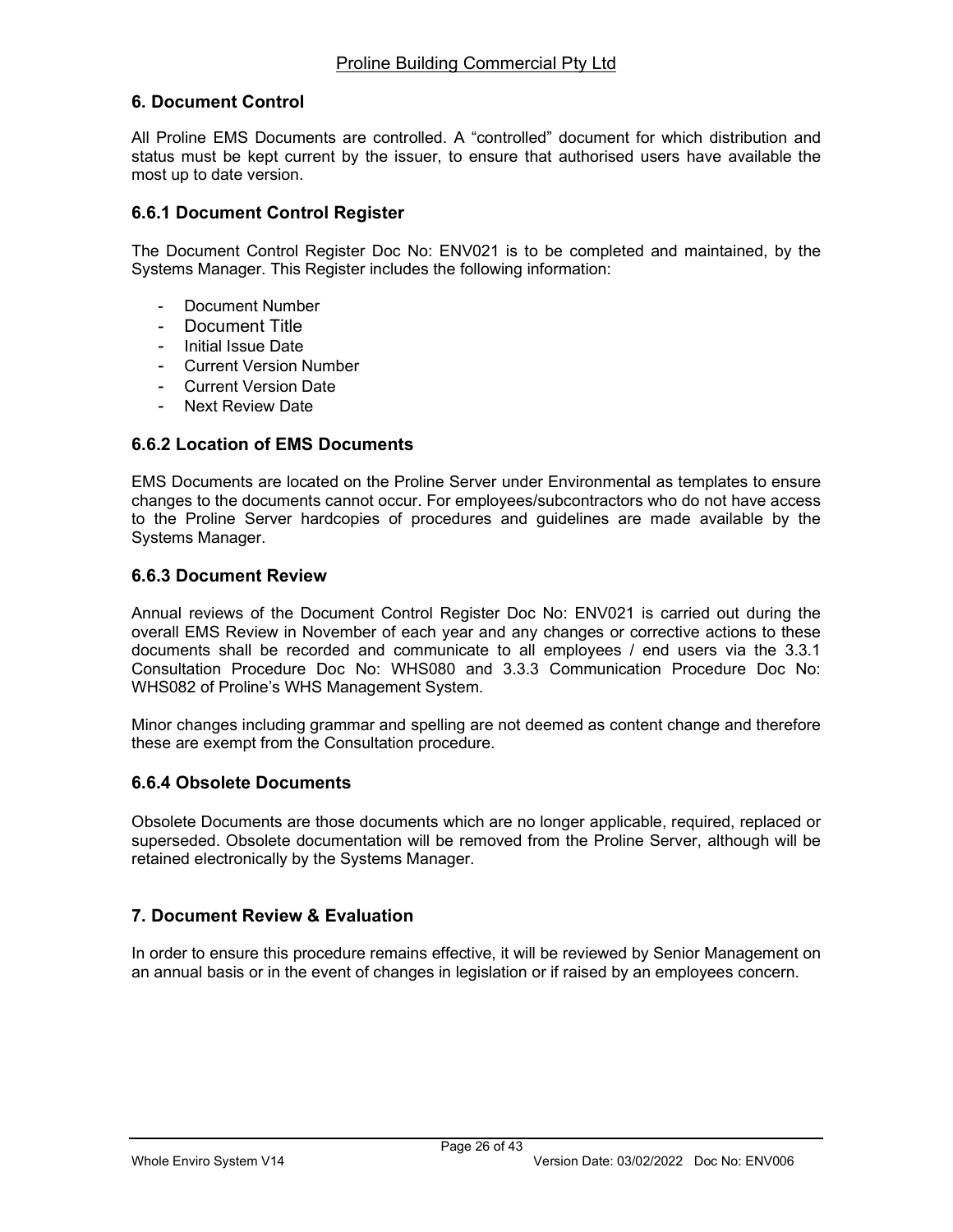## 6. Document Control

All Proline EMS Documents are controlled. A "controlled" document for which distribution and status must be kept current by the issuer, to ensure that authorised users have available the most up to date version.

### 6.6.1 Document Control Register

The Document Control Register Doc No: ENV021 is to be completed and maintained, by the Systems Manager. This Register includes the following information:

- Document Number
- Document Title
- Initial Issue Date
- Current Version Number
- Current Version Date
- Next Review Date

### 6.6.2 Location of EMS Documents

EMS Documents are located on the Proline Server under Environmental as templates to ensure changes to the documents cannot occur. For employees/subcontractors who do not have access to the Proline Server hardcopies of procedures and guidelines are made available by the Systems Manager.

### 6.6.3 Document Review

Annual reviews of the Document Control Register Doc No: ENV021 is carried out during the overall EMS Review in November of each year and any changes or corrective actions to these documents shall be recorded and communicate to all employees / end users via the 3.3.1 Consultation Procedure Doc No: WHS080 and 3.3.3 Communication Procedure Doc No: WHS082 of Proline's WHS Management System.

Minor changes including grammar and spelling are not deemed as content change and therefore these are exempt from the Consultation procedure.

### 6.6.4 Obsolete Documents

Obsolete Documents are those documents which are no longer applicable, required, replaced or superseded. Obsolete documentation will be removed from the Proline Server, although will be retained electronically by the Systems Manager.

## 7. Document Review & Evaluation

In order to ensure this procedure remains effective, it will be reviewed by Senior Management on an annual basis or in the event of changes in legislation or if raised by an employees concern.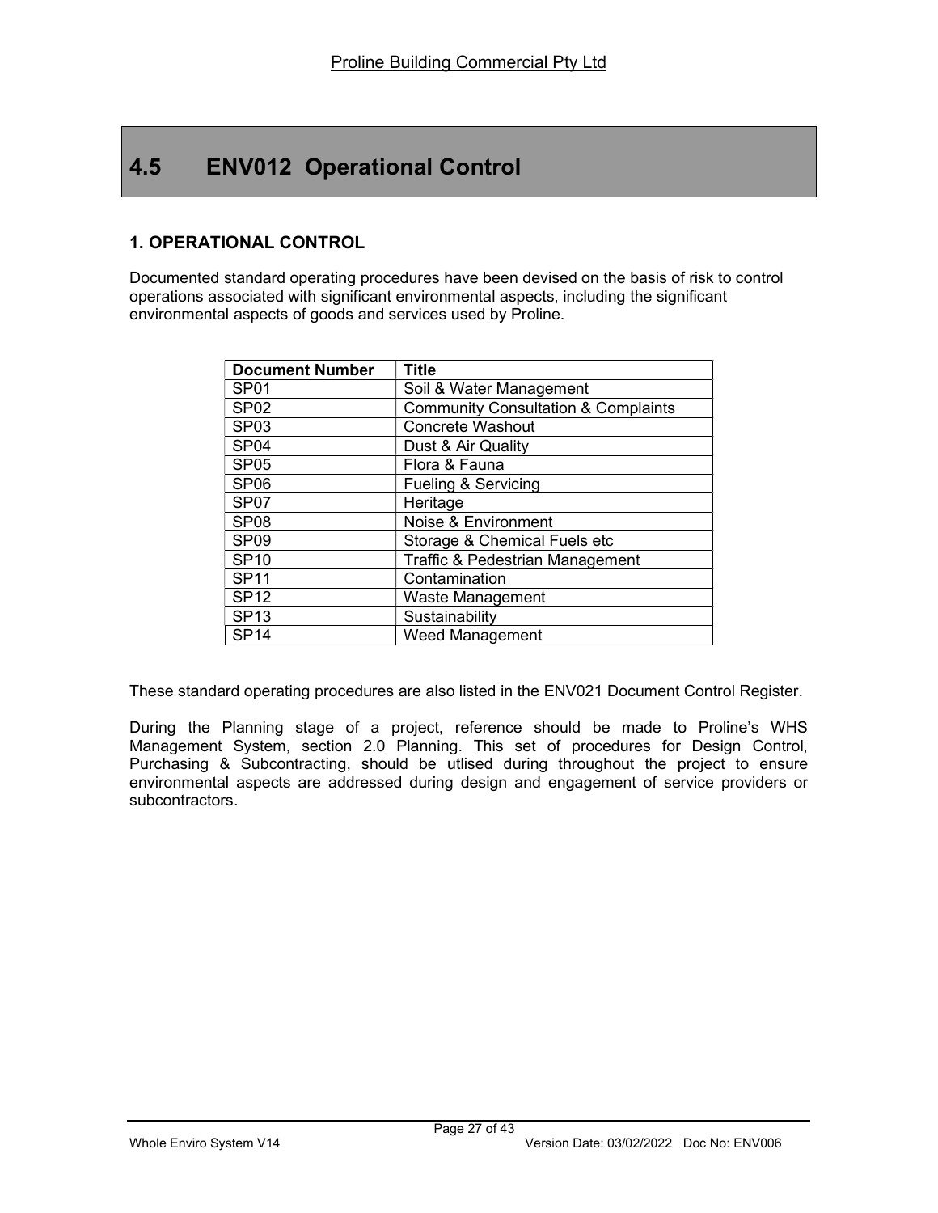# 4.5 ENV012 Operational Control

## 1. OPERATIONAL CONTROL

Documented standard operating procedures have been devised on the basis of risk to control operations associated with significant environmental aspects, including the significant environmental aspects of goods and services used by Proline.

| Document Number | Title |
|---|---|
| SP01 | Soil & Water Management |
| SP02 | Community Consultation & Complaints |
| SP03 | Concrete Washout |
| SP04 | Dust & Air Quality |
| SP05 | Flora & Fauna |
| SP06 | Fueling & Servicing |
| SP07 | Heritage |
| SP08 | Noise & Environment |
| SP09 | Storage & Chemical Fuels etc |
| SP10 | Traffic & Pedestrian Management |
| SP11 | Contamination |
| SP12 | Waste Management |
| SP13 | Sustainability |
| SP14 | Weed Management |

These standard operating procedures are also listed in the ENV021 Document Control Register.

During the Planning stage of a project, reference should be made to Proline's WHS Management System, section 2.0 Planning. This set of procedures for Design Control, Purchasing & Subcontracting, should be utlised during throughout the project to ensure environmental aspects are addressed during design and engagement of service providers or subcontractors.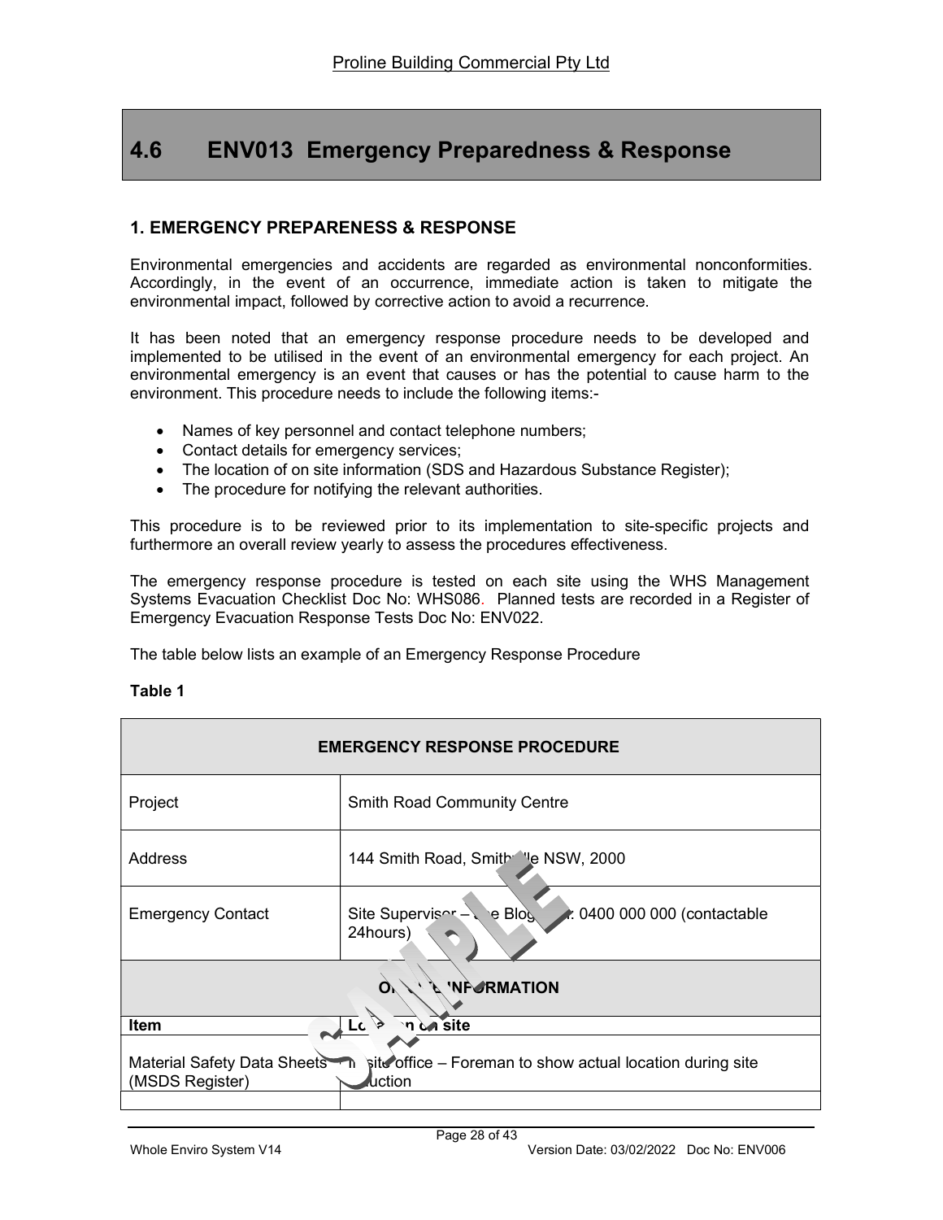# 4.6 ENV013 Emergency Preparedness & Response

## 1. EMERGENCY PREPARENESS & RESPONSE

Environmental emergencies and accidents are regarded as environmental nonconformities. Accordingly, in the event of an occurrence, immediate action is taken to mitigate the environmental impact, followed by corrective action to avoid a recurrence.

It has been noted that an emergency response procedure needs to be developed and implemented to be utilised in the event of an environmental emergency for each project. An environmental emergency is an event that causes or has the potential to cause harm to the environment. This procedure needs to include the following items:-

- Names of key personnel and contact telephone numbers;
- Contact details for emergency services;
- The location of on site information (SDS and Hazardous Substance Register);
- The procedure for notifying the relevant authorities.

This procedure is to be reviewed prior to its implementation to site-specific projects and furthermore an overall review yearly to assess the procedures effectiveness.

The emergency response procedure is tested on each site using the WHS Management Systems Evacuation Checklist Doc No: WHS086. Planned tests are recorded in a Register of Emergency Evacuation Response Tests Doc No: ENV022.

The table below lists an example of an Emergency Response Procedure

**Table 1**

| EMERGENCY RESPONSE PROCEDURE | |
|---|---|
| Project | Smith Road Community Centre |
| Address | 144 Smith Road, Smithville NSW, 2000 |
| Emergency Contact | Site Supervisor – Joe Blogs Ph: 0400 000 000 (contactable 24hours) |
| **ON SITE INFORMATION** | |
| **Item** | **Location on site** |
| Material Safety Data Sheets (MSDS Register) | In site office – Foreman to show actual location during site induction |
| | |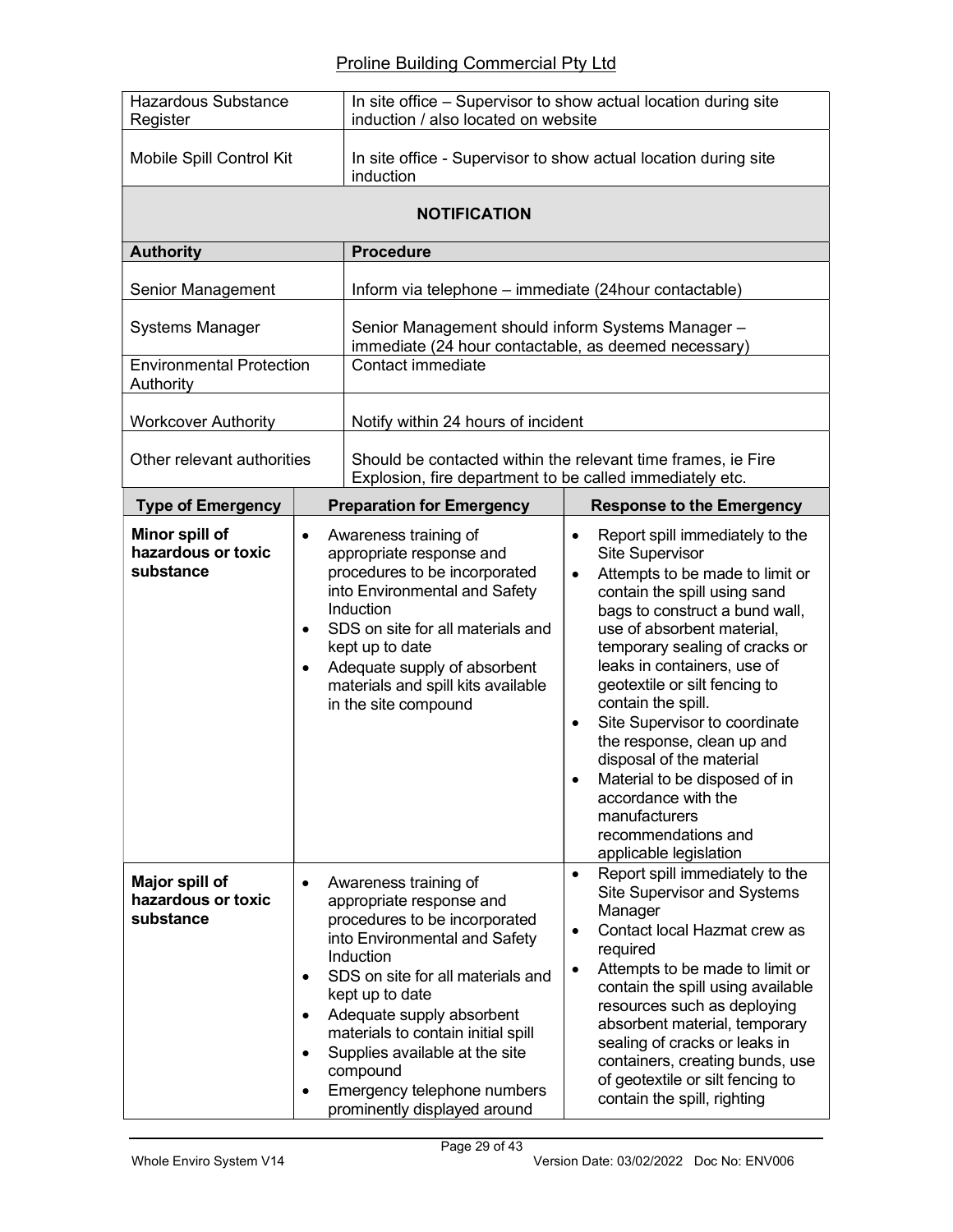| | |
|---|---|
| Hazardous Substance Register | In site office – Supervisor to show actual location during site induction / also located on website |
| Mobile Spill Control Kit | In site office - Supervisor to show actual location during site induction |

**NOTIFICATION**

| Authority | Procedure |
|---|---|
| Senior Management | Inform via telephone – immediate (24hour contactable) |
| Systems Manager | Senior Management should inform Systems Manager – immediate (24 hour contactable, as deemed necessary) |
| Environmental Protection Authority | Contact immediate |
| Workcover Authority | Notify within 24 hours of incident |
| Other relevant authorities | Should be contacted within the relevant time frames, ie Fire Explosion, fire department to be called immediately etc. |

| Type of Emergency | Preparation for Emergency | Response to the Emergency |
|---|---|---|
| **Minor spill of hazardous or toxic substance** | • Awareness training of appropriate response and procedures to be incorporated into Environmental and Safety Induction<br>• SDS on site for all materials and kept up to date<br>• Adequate supply of absorbent materials and spill kits available in the site compound | • Report spill immediately to the Site Supervisor<br>• Attempts to be made to limit or contain the spill using sand bags to construct a bund wall, use of absorbent material, temporary sealing of cracks or leaks in containers, use of geotextile or silt fencing to contain the spill.<br>• Site Supervisor to coordinate the response, clean up and disposal of the material<br>• Material to be disposed of in accordance with the manufacturers recommendations and applicable legislation |
| **Major spill of hazardous or toxic substance** | • Awareness training of appropriate response and procedures to be incorporated into Environmental and Safety Induction<br>• SDS on site for all materials and kept up to date<br>• Adequate supply absorbent materials to contain initial spill<br>• Supplies available at the site compound<br>• Emergency telephone numbers prominently displayed around | • Report spill immediately to the Site Supervisor and Systems Manager<br>• Contact local Hazmat crew as required<br>• Attempts to be made to limit or contain the spill using available resources such as deploying absorbent material, temporary sealing of cracks or leaks in containers, creating bunds, use of geotextile or silt fencing to contain the spill, righting |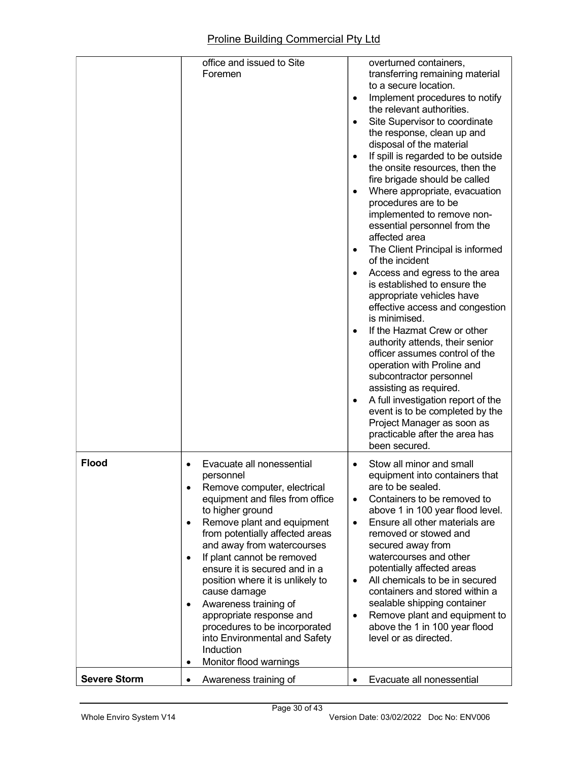| | | |
|---|---|---|
| | office and issued to Site Foremen | overturned containers, transferring remaining material to a secure location.<br>• Implement procedures to notify the relevant authorities.<br>• Site Supervisor to coordinate the response, clean up and disposal of the material<br>• If spill is regarded to be outside the onsite resources, then the fire brigade should be called<br>• Where appropriate, evacuation procedures are to be implemented to remove non-essential personnel from the affected area<br>• The Client Principal is informed of the incident<br>• Access and egress to the area is established to ensure the appropriate vehicles have effective access and congestion is minimised.<br>• If the Hazmat Crew or other authority attends, their senior officer assumes control of the operation with Proline and subcontractor personnel assisting as required.<br>• A full investigation report of the event is to be completed by the Project Manager as soon as practicable after the area has been secured. |
| **Flood** | • Evacuate all nonessential personnel<br>• Remove computer, electrical equipment and files from office to higher ground<br>• Remove plant and equipment from potentially affected areas and away from watercourses<br>• If plant cannot be removed ensure it is secured and in a position where it is unlikely to cause damage<br>• Awareness training of appropriate response and procedures to be incorporated into Environmental and Safety Induction<br>• Monitor flood warnings | • Stow all minor and small equipment into containers that are to be sealed.<br>• Containers to be removed to above 1 in 100 year flood level.<br>• Ensure all other materials are removed or stowed and secured away from watercourses and other potentially affected areas<br>• All chemicals to be in secured containers and stored within a sealable shipping container<br>• Remove plant and equipment to above the 1 in 100 year flood level or as directed. |
| **Severe Storm** | • Awareness training of | • Evacuate all nonessential |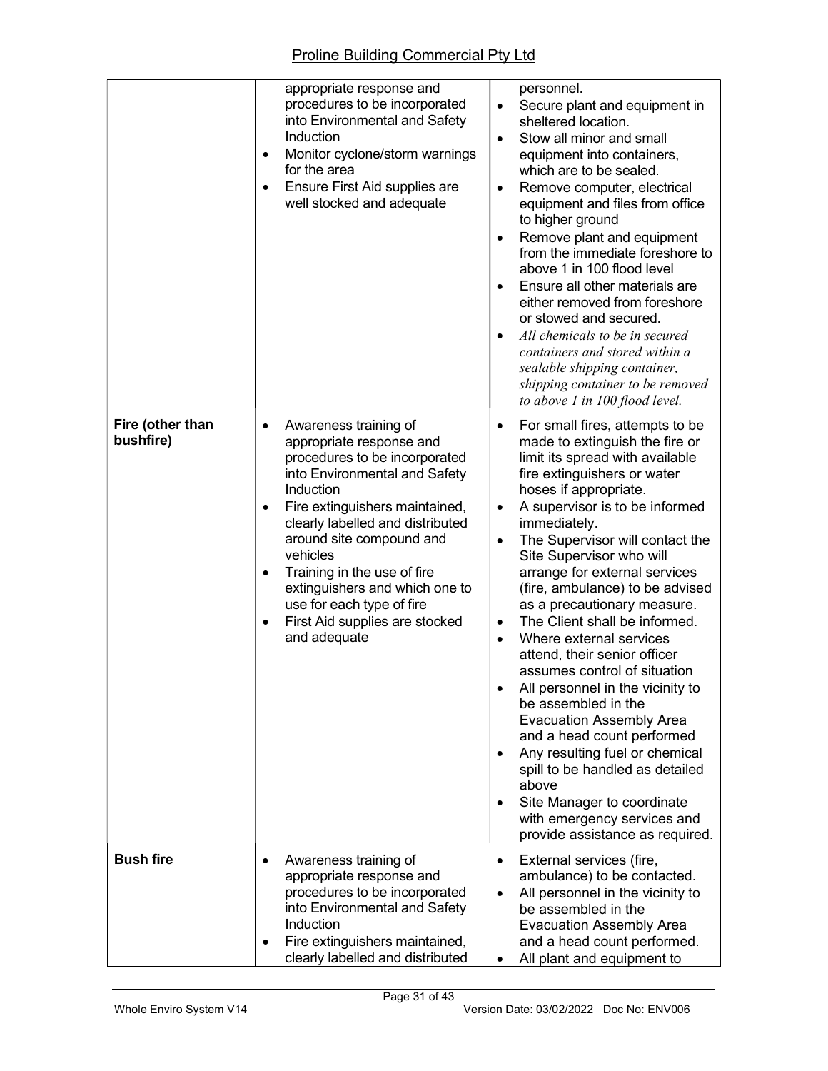| | | |
|---|---|---|
| | • appropriate response and procedures to be incorporated into Environmental and Safety Induction<br>• Monitor cyclone/storm warnings for the area<br>• Ensure First Aid supplies are well stocked and adequate | personnel.<br>• Secure plant and equipment in sheltered location.<br>• Stow all minor and small equipment into containers, which are to be sealed.<br>• Remove computer, electrical equipment and files from office to higher ground<br>• Remove plant and equipment from the immediate foreshore to above 1 in 100 flood level<br>• Ensure all other materials are either removed from foreshore or stowed and secured.<br>• *All chemicals to be in secured containers and stored within a sealable shipping container, shipping container to be removed to above 1 in 100 flood level.* |
| **Fire (other than bushfire)** | • Awareness training of appropriate response and procedures to be incorporated into Environmental and Safety Induction<br>• Fire extinguishers maintained, clearly labelled and distributed around site compound and vehicles<br>• Training in the use of fire extinguishers and which one to use for each type of fire<br>• First Aid supplies are stocked and adequate | • For small fires, attempts to be made to extinguish the fire or limit its spread with available fire extinguishers or water hoses if appropriate.<br>• A supervisor is to be informed immediately.<br>• The Supervisor will contact the Site Supervisor who will arrange for external services (fire, ambulance) to be advised as a precautionary measure.<br>• The Client shall be informed.<br>• Where external services attend, their senior officer assumes control of situation<br>• All personnel in the vicinity to be assembled in the Evacuation Assembly Area and a head count performed<br>• Any resulting fuel or chemical spill to be handled as detailed above<br>• Site Manager to coordinate with emergency services and provide assistance as required. |
| **Bush fire** | • Awareness training of appropriate response and procedures to be incorporated into Environmental and Safety Induction<br>• Fire extinguishers maintained, clearly labelled and distributed | • External services (fire, ambulance) to be contacted.<br>• All personnel in the vicinity to be assembled in the Evacuation Assembly Area and a head count performed.<br>• All plant and equipment to |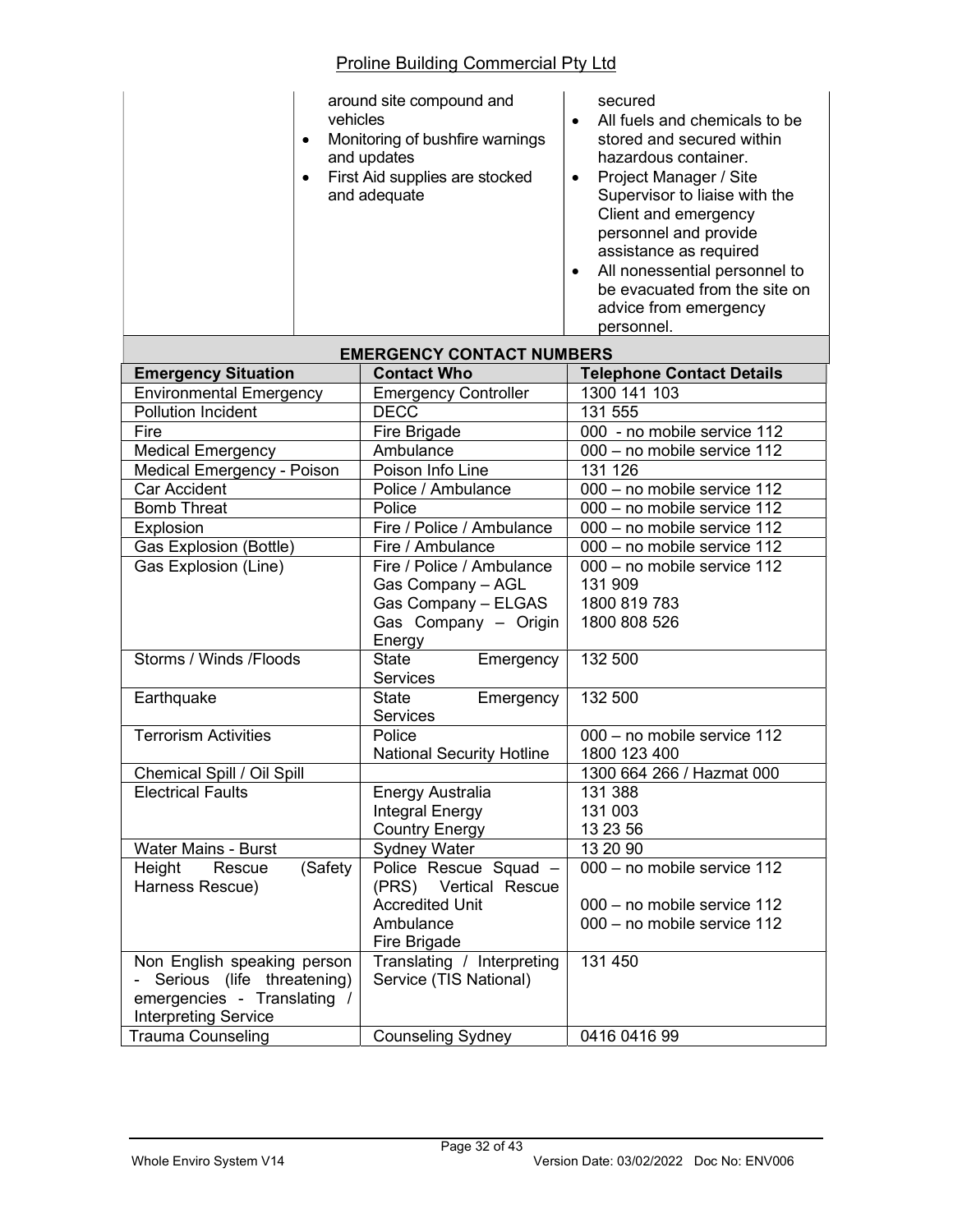| | • around site compound and vehicles<br>• Monitoring of bushfire warnings and updates<br>• First Aid supplies are stocked and adequate | secured<br>• All fuels and chemicals to be stored and secured within hazardous container.<br>• Project Manager / Site Supervisor to liaise with the Client and emergency personnel and provide assistance as required<br>• All nonessential personnel to be evacuated from the site on advice from emergency personnel. |
|---|---|---|

**EMERGENCY CONTACT NUMBERS**

| Emergency Situation | Contact Who | Telephone Contact Details |
|---|---|---|
| Environmental Emergency | Emergency Controller | 1300 141 103 |
| Pollution Incident | DECC | 131 555 |
| Fire | Fire Brigade | 000 - no mobile service 112 |
| Medical Emergency | Ambulance | 000 – no mobile service 112 |
| Medical Emergency - Poison | Poison Info Line | 131 126 |
| Car Accident | Police / Ambulance | 000 – no mobile service 112 |
| Bomb Threat | Police | 000 – no mobile service 112 |
| Explosion | Fire / Police / Ambulance | 000 – no mobile service 112 |
| Gas Explosion (Bottle) | Fire / Ambulance | 000 – no mobile service 112 |
| Gas Explosion (Line) | Fire / Police / Ambulance<br>Gas Company – AGL<br>Gas Company – ELGAS<br>Gas Company – Origin Energy | 000 – no mobile service 112<br>131 909<br>1800 819 783<br>1800 808 526 |
| Storms / Winds /Floods | State Emergency Services | 132 500 |
| Earthquake | State Emergency Services | 132 500 |
| Terrorism Activities | Police<br>National Security Hotline | 000 – no mobile service 112<br>1800 123 400 |
| Chemical Spill / Oil Spill | | 1300 664 266 / Hazmat 000 |
| Electrical Faults | Energy Australia<br>Integral Energy<br>Country Energy | 131 388<br>131 003<br>13 23 56 |
| Water Mains - Burst | Sydney Water | 13 20 90 |
| Height Rescue (Safety Harness Rescue) | Police Rescue Squad – (PRS) Vertical Rescue Accredited Unit<br>Ambulance<br>Fire Brigade | 000 – no mobile service 112<br>000 – no mobile service 112<br>000 – no mobile service 112 |
| Non English speaking person - Serious (life threatening) emergencies - Translating / Interpreting Service | Translating / Interpreting Service (TIS National) | 131 450 |
| Trauma Counseling | Counseling Sydney | 0416 0416 99 |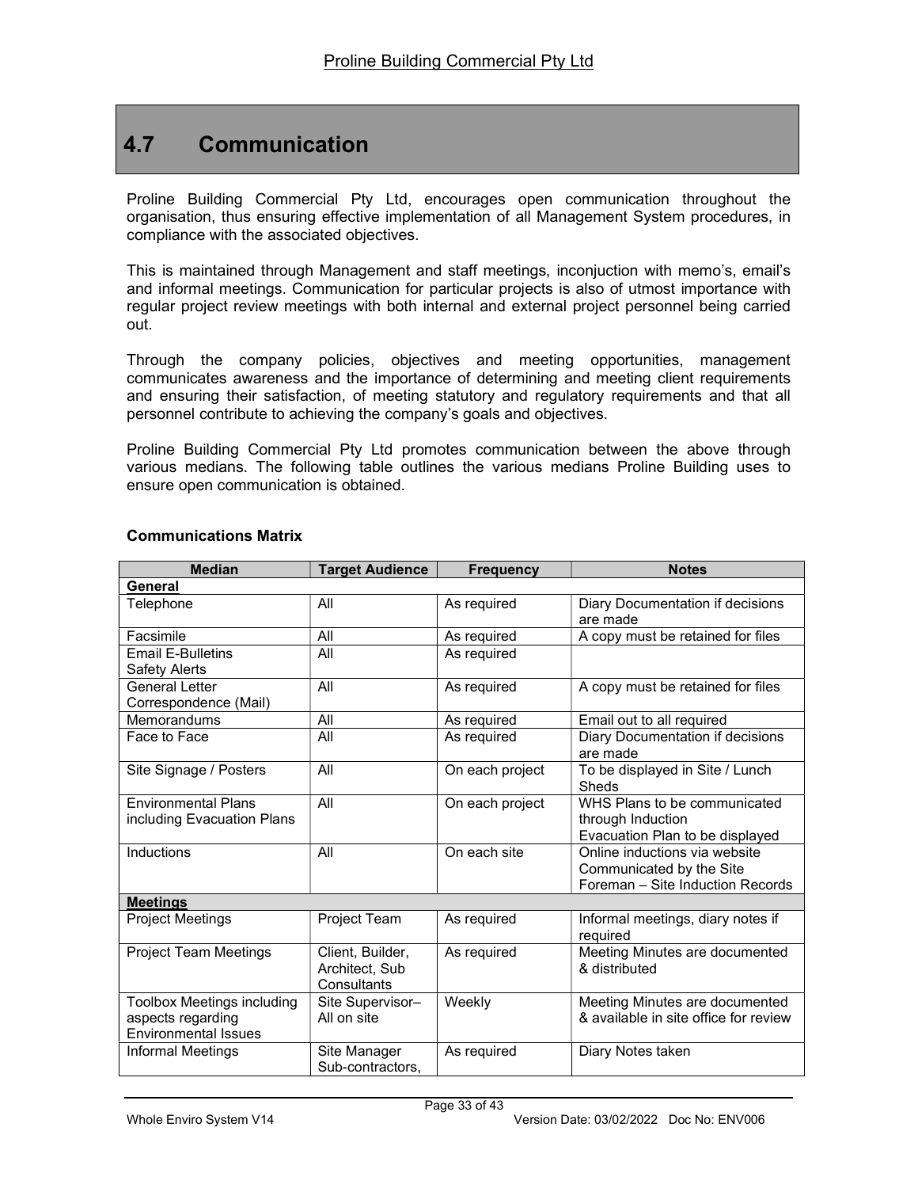## 4.7 Communication

Proline Building Commercial Pty Ltd, encourages open communication throughout the organisation, thus ensuring effective implementation of all Management System procedures, in compliance with the associated objectives.

This is maintained through Management and staff meetings, inconjuction with memo's, email's and informal meetings. Communication for particular projects is also of utmost importance with regular project review meetings with both internal and external project personnel being carried out.

Through the company policies, objectives and meeting opportunities, management communicates awareness and the importance of determining and meeting client requirements and ensuring their satisfaction, of meeting statutory and regulatory requirements and that all personnel contribute to achieving the company's goals and objectives.

Proline Building Commercial Pty Ltd promotes communication between the above through various medians. The following table outlines the various medians Proline Building uses to ensure open communication is obtained.

**Communications Matrix**

| Median | Target Audience | Frequency | Notes |
|---|---|---|---|
| **General** | | | |
| Telephone | All | As required | Diary Documentation if decisions are made |
| Facsimile | All | As required | A copy must be retained for files |
| Email E-Bulletins Safety Alerts | All | As required | |
| General Letter Correspondence (Mail) | All | As required | A copy must be retained for files |
| Memorandums | All | As required | Email out to all required |
| Face to Face | All | As required | Diary Documentation if decisions are made |
| Site Signage / Posters | All | On each project | To be displayed in Site / Lunch Sheds |
| Environmental Plans including Evacuation Plans | All | On each project | WHS Plans to be communicated through Induction<br>Evacuation Plan to be displayed |
| Inductions | All | On each site | Online inductions via website<br>Communicated by the Site Foreman – Site Induction Records |
| **Meetings** | | | |
| Project Meetings | Project Team | As required | Informal meetings, diary notes if required |
| Project Team Meetings | Client, Builder, Architect, Sub Consultants | As required | Meeting Minutes are documented & distributed |
| Toolbox Meetings including aspects regarding Environmental Issues | Site Supervisor– All on site | Weekly | Meeting Minutes are documented & available in site office for review |
| Informal Meetings | Site Manager Sub-contractors, | As required | Diary Notes taken |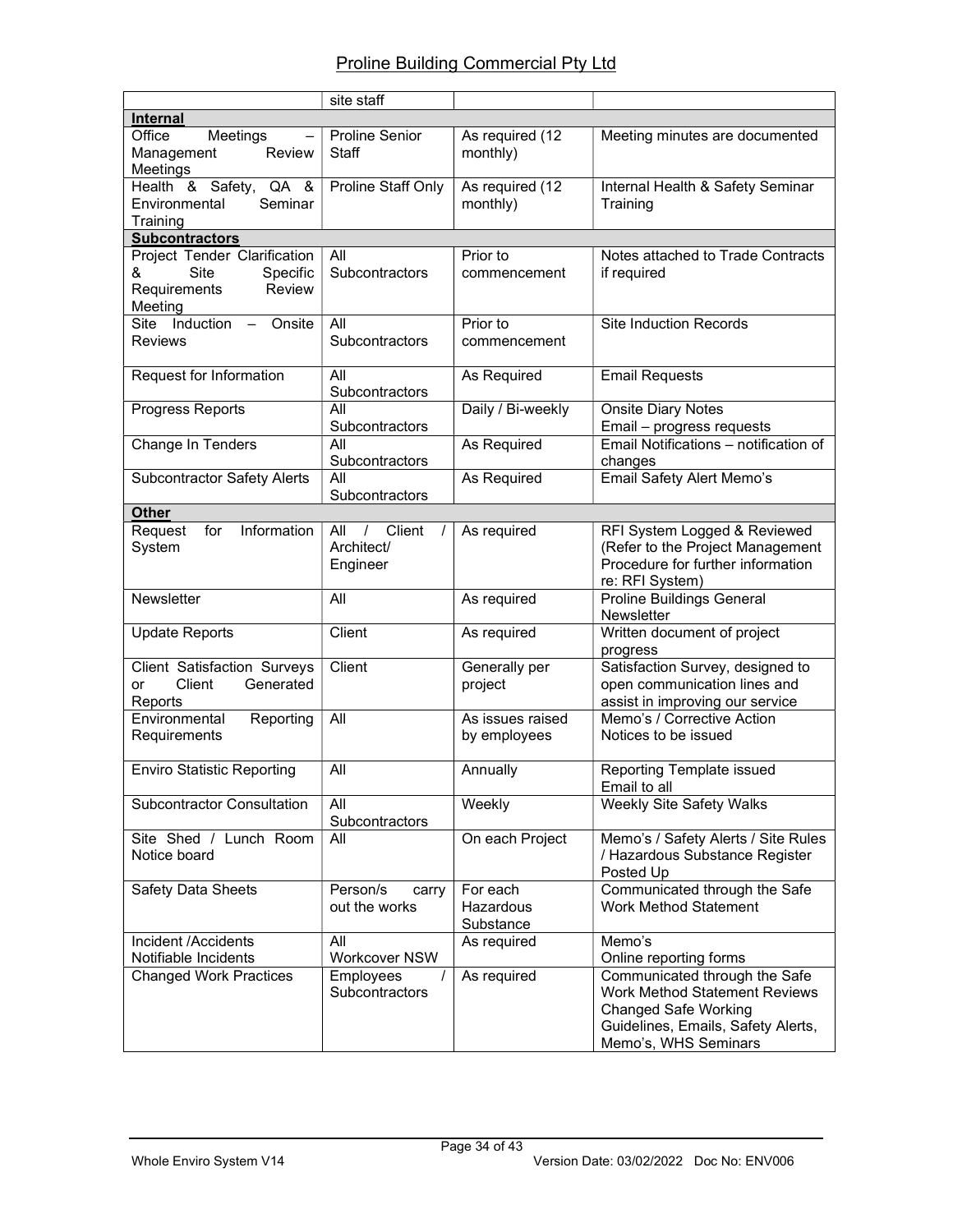| | site staff | | |
|---|---|---|---|
| **Internal** | | | |
| Office Meetings – Management Review Meetings | Proline Senior Staff | As required (12 monthly) | Meeting minutes are documented |
| Health & Safety, QA & Environmental Seminar Training | Proline Staff Only | As required (12 monthly) | Internal Health & Safety Seminar Training |
| **Subcontractors** | | | |
| Project Tender Clarification & Site Specific Requirements Review Meeting | All Subcontractors | Prior to commencement | Notes attached to Trade Contracts if required |
| Site Induction – Onsite Reviews | All Subcontractors | Prior to commencement | Site Induction Records |
| Request for Information | All Subcontractors | As Required | Email Requests |
| Progress Reports | All Subcontractors | Daily / Bi-weekly | Onsite Diary Notes<br>Email – progress requests |
| Change In Tenders | All Subcontractors | As Required | Email Notifications – notification of changes |
| Subcontractor Safety Alerts | All Subcontractors | As Required | Email Safety Alert Memo's |
| **Other** | | | |
| Request for Information System | All / Client / Architect/ Engineer | As required | RFI System Logged & Reviewed (Refer to the Project Management Procedure for further information re: RFI System) |
| Newsletter | All | As required | Proline Buildings General Newsletter |
| Update Reports | Client | As required | Written document of project progress |
| Client Satisfaction Surveys or Client Generated Reports | Client | Generally per project | Satisfaction Survey, designed to open communication lines and assist in improving our service |
| Environmental Reporting Requirements | All | As issues raised by employees | Memo's / Corrective Action Notices to be issued |
| Enviro Statistic Reporting | All | Annually | Reporting Template issued<br>Email to all |
| Subcontractor Consultation | All Subcontractors | Weekly | Weekly Site Safety Walks |
| Site Shed / Lunch Room Notice board | All | On each Project | Memo's / Safety Alerts / Site Rules / Hazardous Substance Register Posted Up |
| Safety Data Sheets | Person/s carry out the works | For each Hazardous Substance | Communicated through the Safe Work Method Statement |
| Incident /Accidents<br>Notifiable Incidents | All<br>Workcover NSW | As required | Memo's<br>Online reporting forms |
| Changed Work Practices | Employees / Subcontractors | As required | Communicated through the Safe Work Method Statement Reviews Changed Safe Working Guidelines, Emails, Safety Alerts, Memo's, WHS Seminars |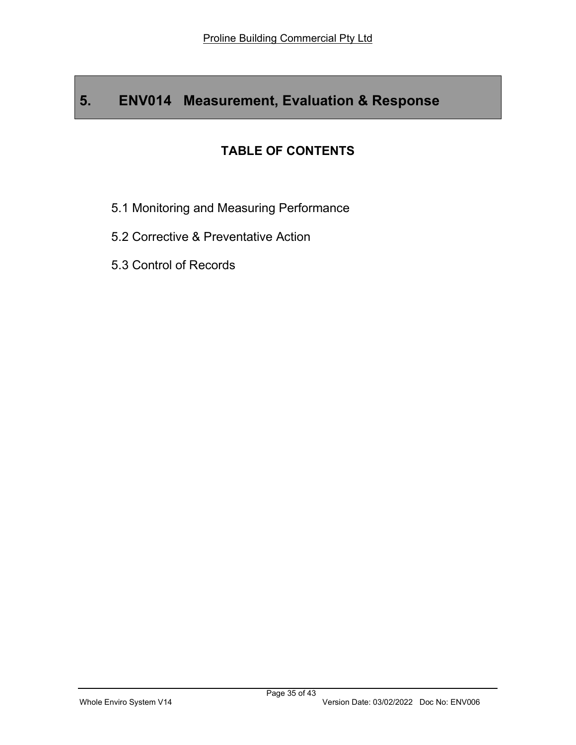# 5. ENV014 Measurement, Evaluation & Response

## TABLE OF CONTENTS

5.1 Monitoring and Measuring Performance

5.2 Corrective & Preventative Action

5.3 Control of Records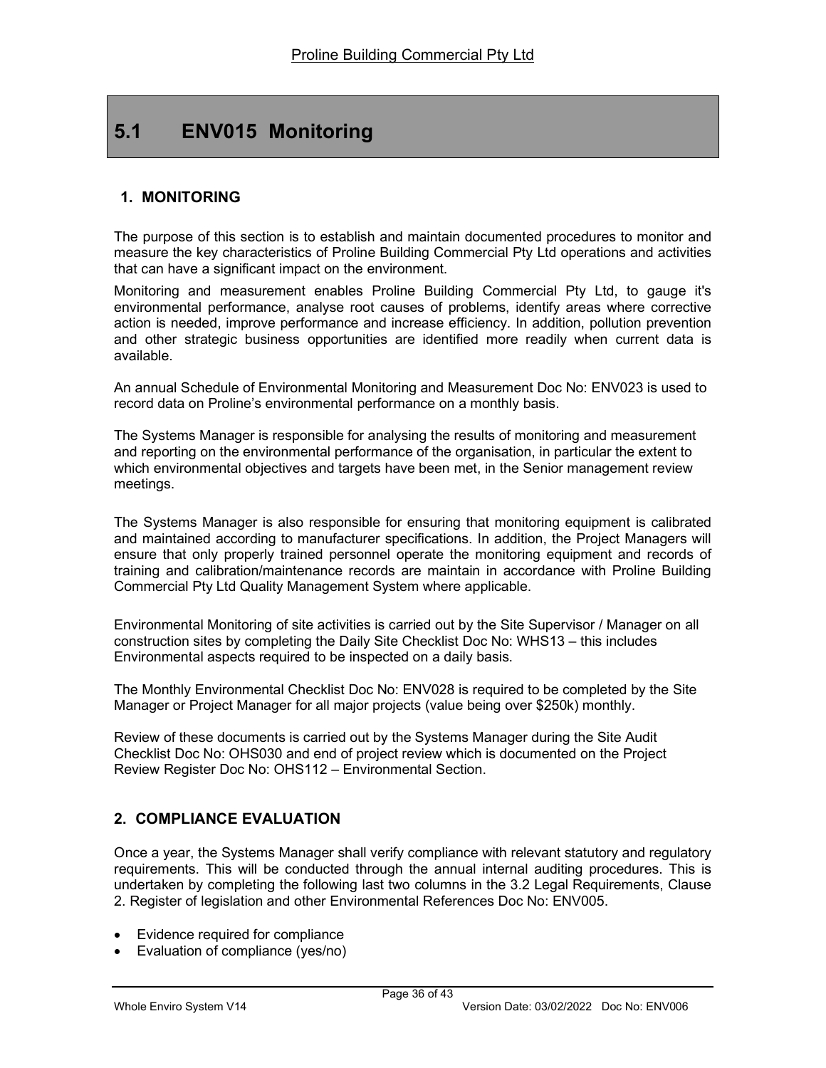# 5.1 ENV015 Monitoring

## 1. MONITORING

The purpose of this section is to establish and maintain documented procedures to monitor and measure the key characteristics of Proline Building Commercial Pty Ltd operations and activities that can have a significant impact on the environment.

Monitoring and measurement enables Proline Building Commercial Pty Ltd, to gauge it's environmental performance, analyse root causes of problems, identify areas where corrective action is needed, improve performance and increase efficiency. In addition, pollution prevention and other strategic business opportunities are identified more readily when current data is available.

An annual Schedule of Environmental Monitoring and Measurement Doc No: ENV023 is used to record data on Proline's environmental performance on a monthly basis.

The Systems Manager is responsible for analysing the results of monitoring and measurement and reporting on the environmental performance of the organisation, in particular the extent to which environmental objectives and targets have been met, in the Senior management review meetings.

The Systems Manager is also responsible for ensuring that monitoring equipment is calibrated and maintained according to manufacturer specifications. In addition, the Project Managers will ensure that only properly trained personnel operate the monitoring equipment and records of training and calibration/maintenance records are maintain in accordance with Proline Building Commercial Pty Ltd Quality Management System where applicable.

Environmental Monitoring of site activities is carried out by the Site Supervisor / Manager on all construction sites by completing the Daily Site Checklist Doc No: WHS13 – this includes Environmental aspects required to be inspected on a daily basis.

The Monthly Environmental Checklist Doc No: ENV028 is required to be completed by the Site Manager or Project Manager for all major projects (value being over $250k) monthly.

Review of these documents is carried out by the Systems Manager during the Site Audit Checklist Doc No: OHS030 and end of project review which is documented on the Project Review Register Doc No: OHS112 – Environmental Section.

## 2. COMPLIANCE EVALUATION

Once a year, the Systems Manager shall verify compliance with relevant statutory and regulatory requirements. This will be conducted through the annual internal auditing procedures. This is undertaken by completing the following last two columns in the 3.2 Legal Requirements, Clause 2. Register of legislation and other Environmental References Doc No: ENV005.

- Evidence required for compliance
- Evaluation of compliance (yes/no)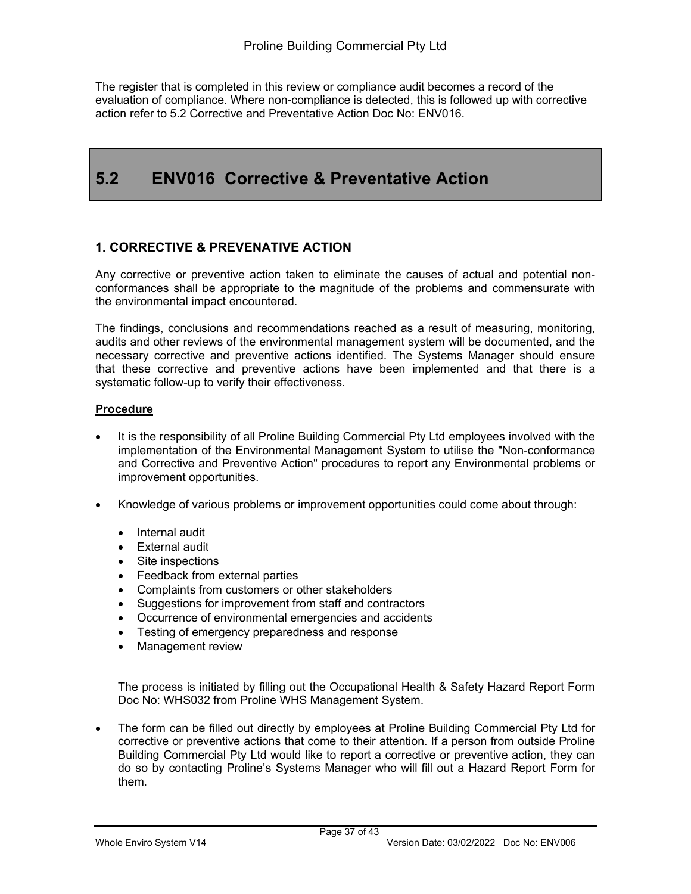The register that is completed in this review or compliance audit becomes a record of the evaluation of compliance. Where non-compliance is detected, this is followed up with corrective action refer to 5.2 Corrective and Preventative Action Doc No: ENV016.

# 5.2 ENV016 Corrective & Preventative Action

### 1. CORRECTIVE & PREVENATIVE ACTION

Any corrective or preventive action taken to eliminate the causes of actual and potential non-conformances shall be appropriate to the magnitude of the problems and commensurate with the environmental impact encountered.

The findings, conclusions and recommendations reached as a result of measuring, monitoring, audits and other reviews of the environmental management system will be documented, and the necessary corrective and preventive actions identified. The Systems Manager should ensure that these corrective and preventive actions have been implemented and that there is a systematic follow-up to verify their effectiveness.

**Procedure**

- It is the responsibility of all Proline Building Commercial Pty Ltd employees involved with the implementation of the Environmental Management System to utilise the "Non-conformance and Corrective and Preventive Action" procedures to report any Environmental problems or improvement opportunities.

- Knowledge of various problems or improvement opportunities could come about through:

  - Internal audit
  - External audit
  - Site inspections
  - Feedback from external parties
  - Complaints from customers or other stakeholders
  - Suggestions for improvement from staff and contractors
  - Occurrence of environmental emergencies and accidents
  - Testing of emergency preparedness and response
  - Management review

  The process is initiated by filling out the Occupational Health & Safety Hazard Report Form Doc No: WHS032 from Proline WHS Management System.

- The form can be filled out directly by employees at Proline Building Commercial Pty Ltd for corrective or preventive actions that come to their attention. If a person from outside Proline Building Commercial Pty Ltd would like to report a corrective or preventive action, they can do so by contacting Proline's Systems Manager who will fill out a Hazard Report Form for them.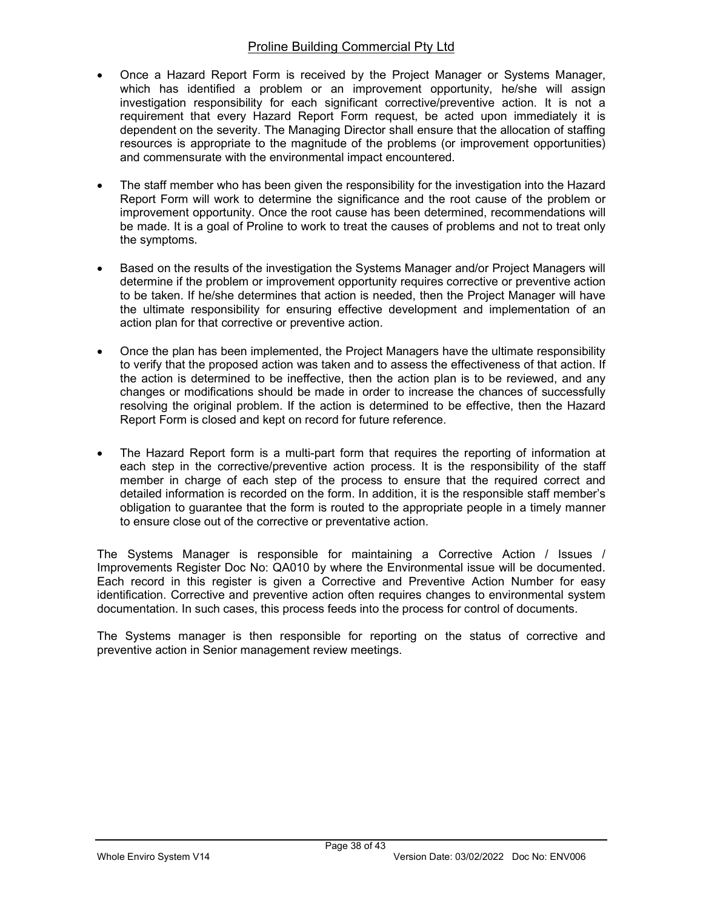- Once a Hazard Report Form is received by the Project Manager or Systems Manager, which has identified a problem or an improvement opportunity, he/she will assign investigation responsibility for each significant corrective/preventive action. It is not a requirement that every Hazard Report Form request, be acted upon immediately it is dependent on the severity. The Managing Director shall ensure that the allocation of staffing resources is appropriate to the magnitude of the problems (or improvement opportunities) and commensurate with the environmental impact encountered.

- The staff member who has been given the responsibility for the investigation into the Hazard Report Form will work to determine the significance and the root cause of the problem or improvement opportunity. Once the root cause has been determined, recommendations will be made. It is a goal of Proline to work to treat the causes of problems and not to treat only the symptoms.

- Based on the results of the investigation the Systems Manager and/or Project Managers will determine if the problem or improvement opportunity requires corrective or preventive action to be taken. If he/she determines that action is needed, then the Project Manager will have the ultimate responsibility for ensuring effective development and implementation of an action plan for that corrective or preventive action.

- Once the plan has been implemented, the Project Managers have the ultimate responsibility to verify that the proposed action was taken and to assess the effectiveness of that action. If the action is determined to be ineffective, then the action plan is to be reviewed, and any changes or modifications should be made in order to increase the chances of successfully resolving the original problem. If the action is determined to be effective, then the Hazard Report Form is closed and kept on record for future reference.

- The Hazard Report form is a multi-part form that requires the reporting of information at each step in the corrective/preventive action process. It is the responsibility of the staff member in charge of each step of the process to ensure that the required correct and detailed information is recorded on the form. In addition, it is the responsible staff member's obligation to guarantee that the form is routed to the appropriate people in a timely manner to ensure close out of the corrective or preventative action.

The Systems Manager is responsible for maintaining a Corrective Action / Issues / Improvements Register Doc No: QA010 by where the Environmental issue will be documented. Each record in this register is given a Corrective and Preventive Action Number for easy identification. Corrective and preventive action often requires changes to environmental system documentation. In such cases, this process feeds into the process for control of documents.

The Systems manager is then responsible for reporting on the status of corrective and preventive action in Senior management review meetings.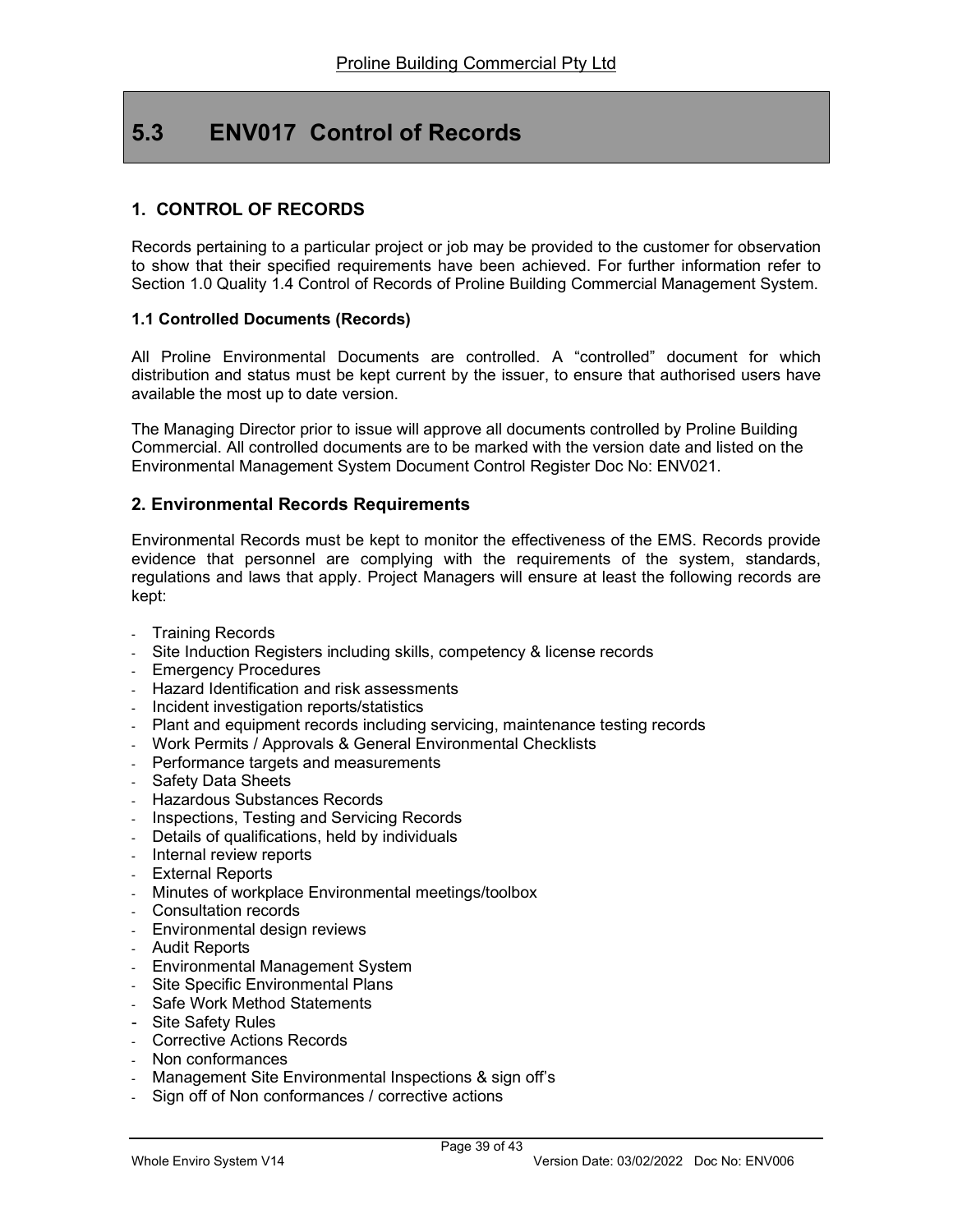## 5.3 ENV017 Control of Records

### 1. CONTROL OF RECORDS

Records pertaining to a particular project or job may be provided to the customer for observation to show that their specified requirements have been achieved. For further information refer to Section 1.0 Quality 1.4 Control of Records of Proline Building Commercial Management System.

#### 1.1 Controlled Documents (Records)

All Proline Environmental Documents are controlled. A "controlled" document for which distribution and status must be kept current by the issuer, to ensure that authorised users have available the most up to date version.

The Managing Director prior to issue will approve all documents controlled by Proline Building Commercial. All controlled documents are to be marked with the version date and listed on the Environmental Management System Document Control Register Doc No: ENV021.

### 2. Environmental Records Requirements

Environmental Records must be kept to monitor the effectiveness of the EMS. Records provide evidence that personnel are complying with the requirements of the system, standards, regulations and laws that apply. Project Managers will ensure at least the following records are kept:

- Training Records
- Site Induction Registers including skills, competency & license records
- Emergency Procedures
- Hazard Identification and risk assessments
- Incident investigation reports/statistics
- Plant and equipment records including servicing, maintenance testing records
- Work Permits / Approvals & General Environmental Checklists
- Performance targets and measurements
- Safety Data Sheets
- Hazardous Substances Records
- Inspections, Testing and Servicing Records
- Details of qualifications, held by individuals
- Internal review reports
- External Reports
- Minutes of workplace Environmental meetings/toolbox
- Consultation records
- Environmental design reviews
- Audit Reports
- Environmental Management System
- Site Specific Environmental Plans
- Safe Work Method Statements
- Site Safety Rules
- Corrective Actions Records
- Non conformances
- Management Site Environmental Inspections & sign off's
- Sign off of Non conformances / corrective actions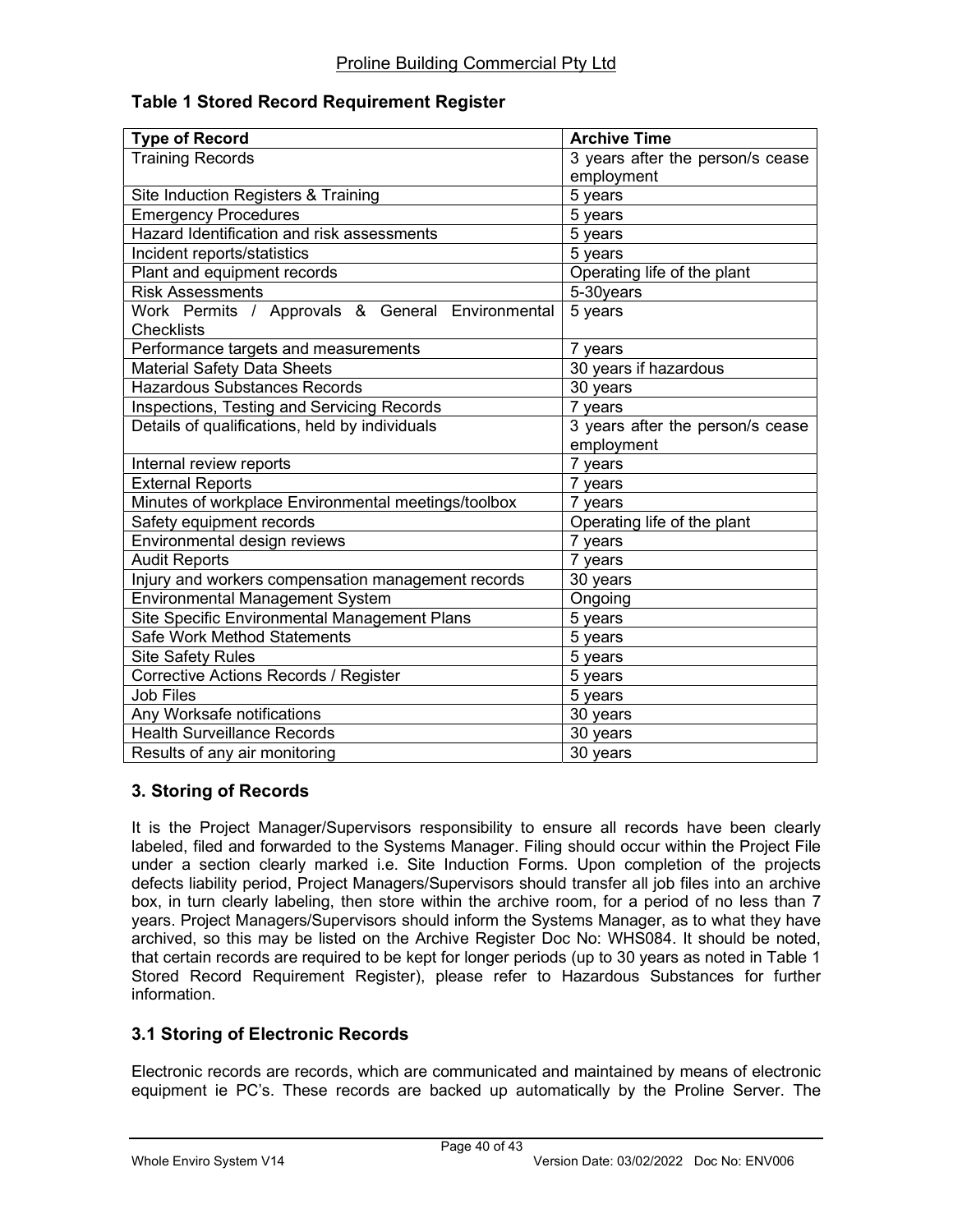**Table 1 Stored Record Requirement Register**

| Type of Record | Archive Time |
| --- | --- |
| Training Records | 3 years after the person/s cease employment |
| Site Induction Registers & Training | 5 years |
| Emergency Procedures | 5 years |
| Hazard Identification and risk assessments | 5 years |
| Incident reports/statistics | 5 years |
| Plant and equipment records | Operating life of the plant |
| Risk Assessments | 5-30years |
| Work Permits / Approvals & General Environmental Checklists | 5 years |
| Performance targets and measurements | 7 years |
| Material Safety Data Sheets | 30 years if hazardous |
| Hazardous Substances Records | 30 years |
| Inspections, Testing and Servicing Records | 7 years |
| Details of qualifications, held by individuals | 3 years after the person/s cease employment |
| Internal review reports | 7 years |
| External Reports | 7 years |
| Minutes of workplace Environmental meetings/toolbox | 7 years |
| Safety equipment records | Operating life of the plant |
| Environmental design reviews | 7 years |
| Audit Reports | 7 years |
| Injury and workers compensation management records | 30 years |
| Environmental Management System | Ongoing |
| Site Specific Environmental Management Plans | 5 years |
| Safe Work Method Statements | 5 years |
| Site Safety Rules | 5 years |
| Corrective Actions Records / Register | 5 years |
| Job Files | 5 years |
| Any Worksafe notifications | 30 years |
| Health Surveillance Records | 30 years |
| Results of any air monitoring | 30 years |

## 3. Storing of Records

It is the Project Manager/Supervisors responsibility to ensure all records have been clearly labeled, filed and forwarded to the Systems Manager. Filing should occur within the Project File under a section clearly marked i.e. Site Induction Forms. Upon completion of the projects defects liability period, Project Managers/Supervisors should transfer all job files into an archive box, in turn clearly labeling, then store within the archive room, for a period of no less than 7 years. Project Managers/Supervisors should inform the Systems Manager, as to what they have archived, so this may be listed on the Archive Register Doc No: WHS084. It should be noted, that certain records are required to be kept for longer periods (up to 30 years as noted in Table 1 Stored Record Requirement Register), please refer to Hazardous Substances for further information.

### 3.1 Storing of Electronic Records

Electronic records are records, which are communicated and maintained by means of electronic equipment ie PC's. These records are backed up automatically by the Proline Server. The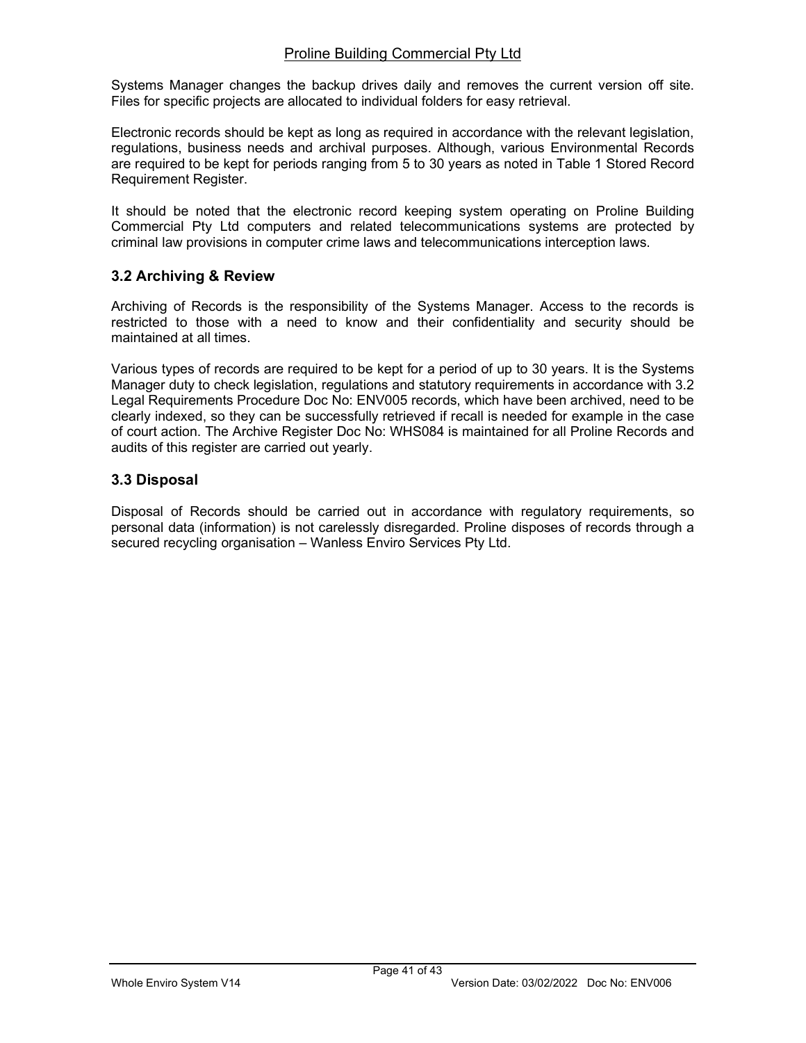Systems Manager changes the backup drives daily and removes the current version off site. Files for specific projects are allocated to individual folders for easy retrieval.

Electronic records should be kept as long as required in accordance with the relevant legislation, regulations, business needs and archival purposes. Although, various Environmental Records are required to be kept for periods ranging from 5 to 30 years as noted in Table 1 Stored Record Requirement Register.

It should be noted that the electronic record keeping system operating on Proline Building Commercial Pty Ltd computers and related telecommunications systems are protected by criminal law provisions in computer crime laws and telecommunications interception laws.

### 3.2 Archiving & Review

Archiving of Records is the responsibility of the Systems Manager. Access to the records is restricted to those with a need to know and their confidentiality and security should be maintained at all times.

Various types of records are required to be kept for a period of up to 30 years. It is the Systems Manager duty to check legislation, regulations and statutory requirements in accordance with 3.2 Legal Requirements Procedure Doc No: ENV005 records, which have been archived, need to be clearly indexed, so they can be successfully retrieved if recall is needed for example in the case of court action. The Archive Register Doc No: WHS084 is maintained for all Proline Records and audits of this register are carried out yearly.

### 3.3 Disposal

Disposal of Records should be carried out in accordance with regulatory requirements, so personal data (information) is not carelessly disregarded. Proline disposes of records through a secured recycling organisation – Wanless Enviro Services Pty Ltd.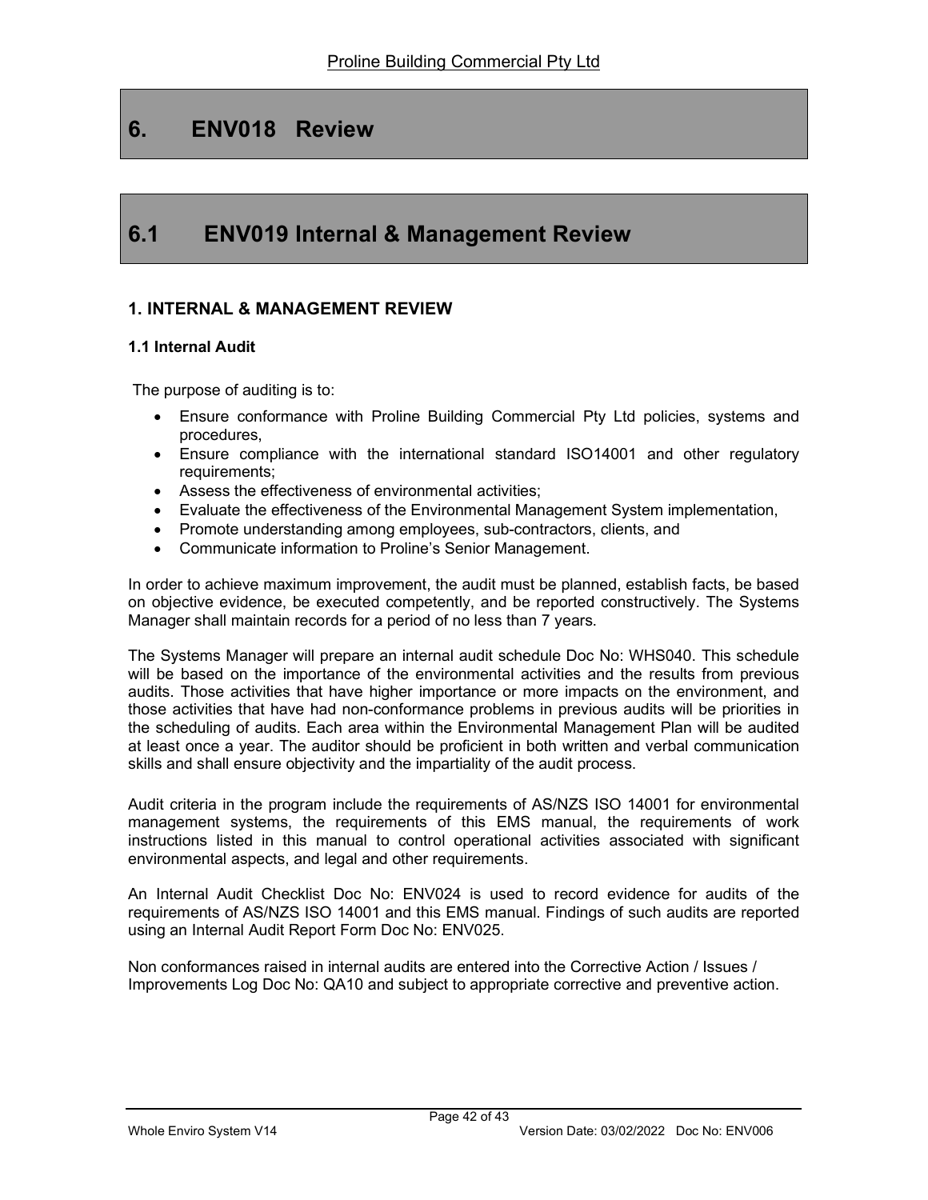# 6. ENV018 Review

# 6.1 ENV019 Internal & Management Review

## 1. INTERNAL & MANAGEMENT REVIEW

### 1.1 Internal Audit

The purpose of auditing is to:

- Ensure conformance with Proline Building Commercial Pty Ltd policies, systems and procedures,
- Ensure compliance with the international standard ISO14001 and other regulatory requirements;
- Assess the effectiveness of environmental activities;
- Evaluate the effectiveness of the Environmental Management System implementation,
- Promote understanding among employees, sub-contractors, clients, and
- Communicate information to Proline's Senior Management.

In order to achieve maximum improvement, the audit must be planned, establish facts, be based on objective evidence, be executed competently, and be reported constructively. The Systems Manager shall maintain records for a period of no less than 7 years.

The Systems Manager will prepare an internal audit schedule Doc No: WHS040. This schedule will be based on the importance of the environmental activities and the results from previous audits. Those activities that have higher importance or more impacts on the environment, and those activities that have had non-conformance problems in previous audits will be priorities in the scheduling of audits. Each area within the Environmental Management Plan will be audited at least once a year. The auditor should be proficient in both written and verbal communication skills and shall ensure objectivity and the impartiality of the audit process.

Audit criteria in the program include the requirements of AS/NZS ISO 14001 for environmental management systems, the requirements of this EMS manual, the requirements of work instructions listed in this manual to control operational activities associated with significant environmental aspects, and legal and other requirements.

An Internal Audit Checklist Doc No: ENV024 is used to record evidence for audits of the requirements of AS/NZS ISO 14001 and this EMS manual. Findings of such audits are reported using an Internal Audit Report Form Doc No: ENV025.

Non conformances raised in internal audits are entered into the Corrective Action / Issues / Improvements Log Doc No: QA10 and subject to appropriate corrective and preventive action.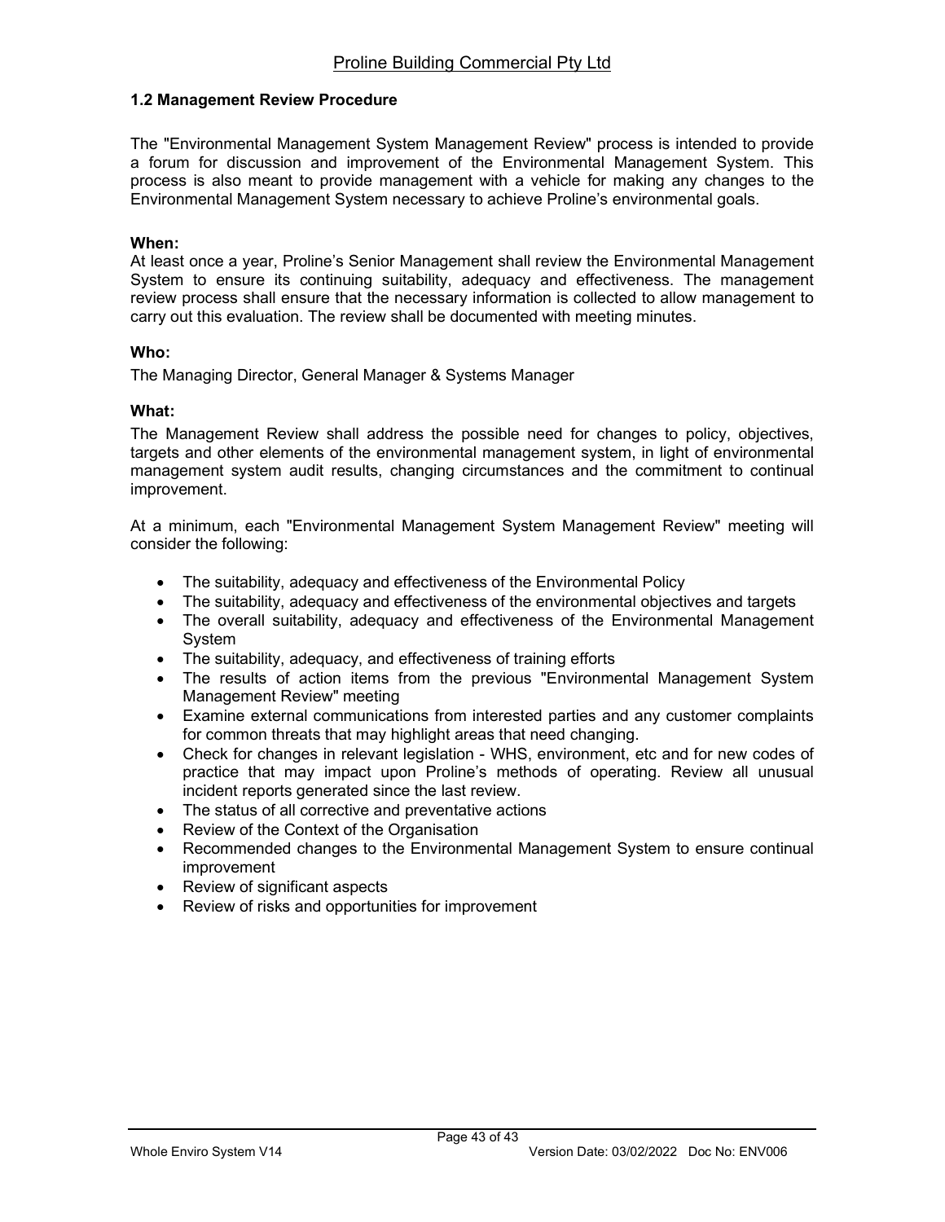### 1.2 Management Review Procedure

The "Environmental Management System Management Review" process is intended to provide a forum for discussion and improvement of the Environmental Management System. This process is also meant to provide management with a vehicle for making any changes to the Environmental Management System necessary to achieve Proline's environmental goals.

**When:**

At least once a year, Proline's Senior Management shall review the Environmental Management System to ensure its continuing suitability, adequacy and effectiveness. The management review process shall ensure that the necessary information is collected to allow management to carry out this evaluation. The review shall be documented with meeting minutes.

**Who:**

The Managing Director, General Manager & Systems Manager

**What:**

The Management Review shall address the possible need for changes to policy, objectives, targets and other elements of the environmental management system, in light of environmental management system audit results, changing circumstances and the commitment to continual improvement.

At a minimum, each "Environmental Management System Management Review" meeting will consider the following:

- The suitability, adequacy and effectiveness of the Environmental Policy
- The suitability, adequacy and effectiveness of the environmental objectives and targets
- The overall suitability, adequacy and effectiveness of the Environmental Management System
- The suitability, adequacy, and effectiveness of training efforts
- The results of action items from the previous "Environmental Management System Management Review" meeting
- Examine external communications from interested parties and any customer complaints for common threats that may highlight areas that need changing.
- Check for changes in relevant legislation - WHS, environment, etc and for new codes of practice that may impact upon Proline's methods of operating. Review all unusual incident reports generated since the last review.
- The status of all corrective and preventative actions
- Review of the Context of the Organisation
- Recommended changes to the Environmental Management System to ensure continual improvement
- Review of significant aspects
- Review of risks and opportunities for improvement